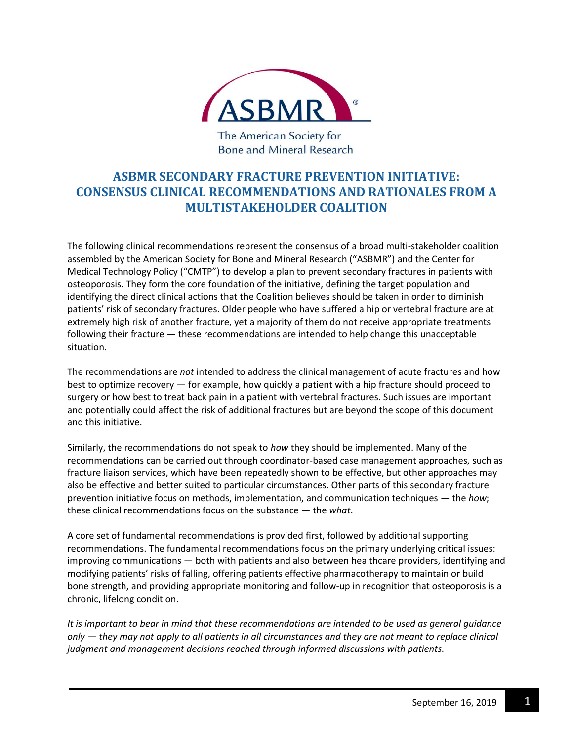ASBMR®

The American Society for Bone and Mineral Research

# ASBMR SECONDARY FRACTURE PREVENTION INITIATIVE: CONSENSUS CLINICAL RECOMMENDATIONS AND RATIONALES FROM A MULTISTAKEHOLDER COALITION

The following clinical recommendations represent the consensus of a broad multi-stakeholder coalition assembled by the American Society for Bone and Mineral Research ("ASBMR") and the Center for Medical Technology Policy ("CMTP") to develop a plan to prevent secondary fractures in patients with osteoporosis. They form the core foundation of the initiative, defining the target population and identifying the direct clinical actions that the Coalition believes should be taken in order to diminish patients' risk of secondary fractures. Older people who have suffered a hip or vertebral fracture are at extremely high risk of another fracture, yet a majority of them do not receive appropriate treatments following their fracture — these recommendations are intended to help change this unacceptable situation.

The recommendations are *not* intended to address the clinical management of acute fractures and how best to optimize recovery — for example, how quickly a patient with a hip fracture should proceed to surgery or how best to treat back pain in a patient with vertebral fractures. Such issues are important and potentially could affect the risk of additional fractures but are beyond the scope of this document and this initiative.

Similarly, the recommendations do not speak to *how* they should be implemented. Many of the recommendations can be carried out through coordinator-based case management approaches, such as fracture liaison services, which have been repeatedly shown to be effective, but other approaches may also be effective and better suited to particular circumstances. Other parts of this secondary fracture prevention initiative focus on methods, implementation, and communication techniques — the *how*; these clinical recommendations focus on the substance — the *what*.

A core set of fundamental recommendations is provided first, followed by additional supporting recommendations. The fundamental recommendations focus on the primary underlying critical issues: improving communications — both with patients and also between healthcare providers, identifying and modifying patients' risks of falling, offering patients effective pharmacotherapy to maintain or build bone strength, and providing appropriate monitoring and follow-up in recognition that osteoporosis is a chronic, lifelong condition.

*It is important to bear in mind that these recommendations are intended to be used as general guidance only — they may not apply to all patients in all circumstances and they are not meant to replace clinical judgment and management decisions reached through informed discussions with patients.*

September 16, 2019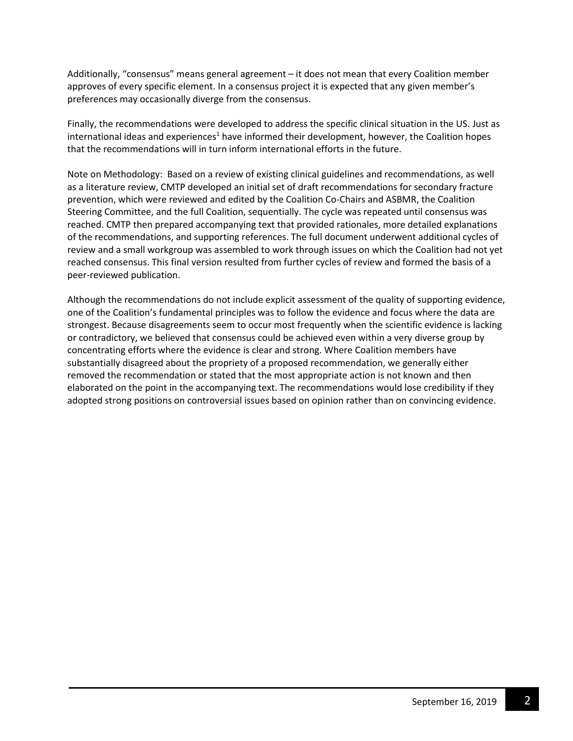Additionally, "consensus" means general agreement – it does not mean that every Coalition member approves of every specific element. In a consensus project it is expected that any given member's preferences may occasionally diverge from the consensus.

Finally, the recommendations were developed to address the specific clinical situation in the US. Just as international ideas and experiences[1] have informed their development, however, the Coalition hopes that the recommendations will in turn inform international efforts in the future.

Note on Methodology: Based on a review of existing clinical guidelines and recommendations, as well as a literature review, CMTP developed an initial set of draft recommendations for secondary fracture prevention, which were reviewed and edited by the Coalition Co-Chairs and ASBMR, the Coalition Steering Committee, and the full Coalition, sequentially. The cycle was repeated until consensus was reached. CMTP then prepared accompanying text that provided rationales, more detailed explanations of the recommendations, and supporting references. The full document underwent additional cycles of review and a small workgroup was assembled to work through issues on which the Coalition had not yet reached consensus. This final version resulted from further cycles of review and formed the basis of a peer-reviewed publication.

Although the recommendations do not include explicit assessment of the quality of supporting evidence, one of the Coalition's fundamental principles was to follow the evidence and focus where the data are strongest. Because disagreements seem to occur most frequently when the scientific evidence is lacking or contradictory, we believed that consensus could be achieved even within a very diverse group by concentrating efforts where the evidence is clear and strong. Where Coalition members have substantially disagreed about the propriety of a proposed recommendation, we generally either removed the recommendation or stated that the most appropriate action is not known and then elaborated on the point in the accompanying text. The recommendations would lose credibility if they adopted strong positions on controversial issues based on opinion rather than on convincing evidence.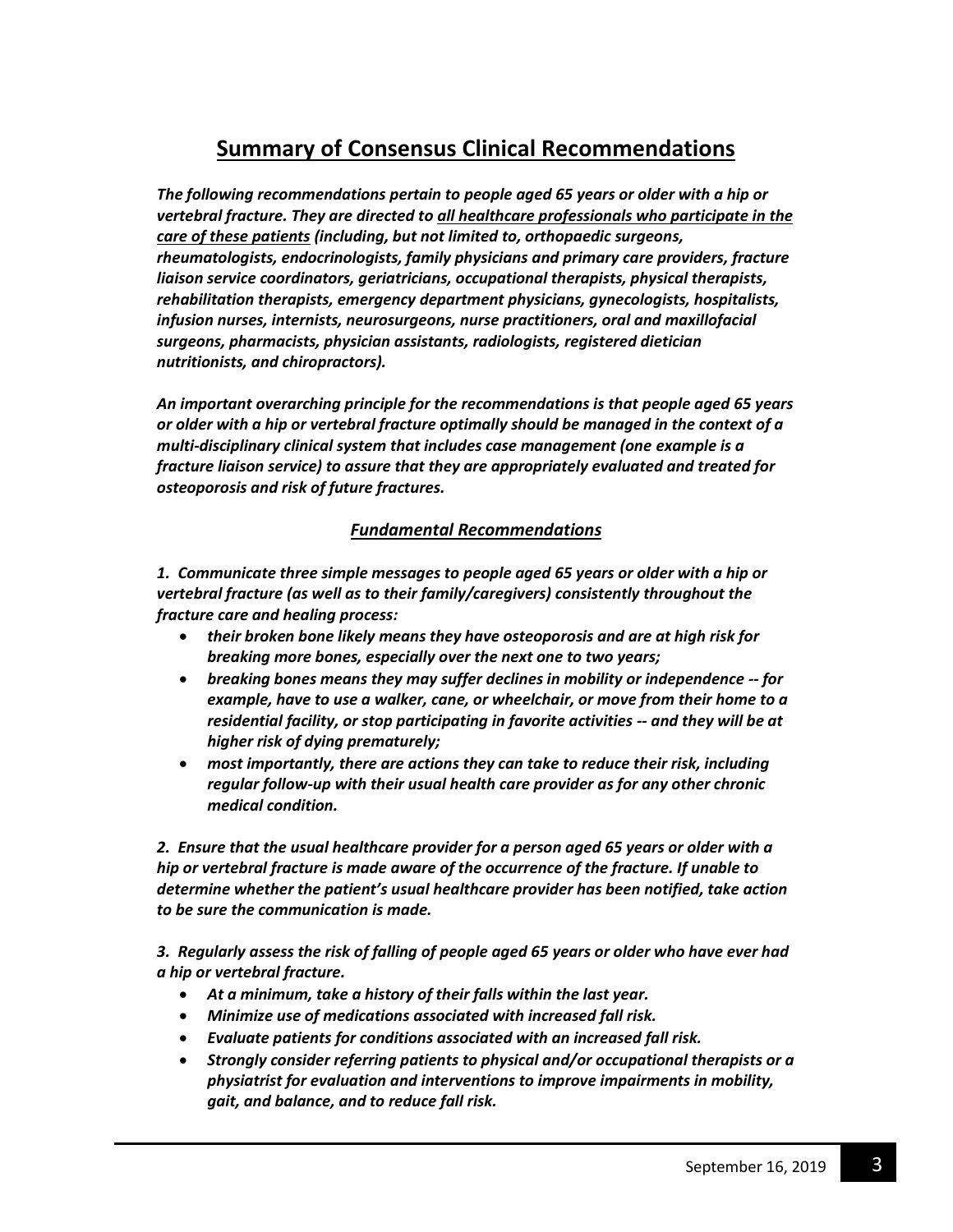# Summary of Consensus Clinical Recommendations

***The following recommendations pertain to people aged 65 years or older with a hip or vertebral fracture. They are directed to <u>all healthcare professionals who participate in the care of these patients</u> (including, but not limited to, orthopaedic surgeons, rheumatologists, endocrinologists, family physicians and primary care providers, fracture liaison service coordinators, geriatricians, occupational therapists, physical therapists, rehabilitation therapists, emergency department physicians, gynecologists, hospitalists, infusion nurses, internists, neurosurgeons, nurse practitioners, oral and maxillofacial surgeons, pharmacists, physician assistants, radiologists, registered dietician nutritionists, and chiropractors).***

***An important overarching principle for the recommendations is that people aged 65 years or older with a hip or vertebral fracture optimally should be managed in the context of a multi-disciplinary clinical system that includes case management (one example is a fracture liaison service) to assure that they are appropriately evaluated and treated for osteoporosis and risk of future fractures.***

## *Fundamental Recommendations*

***1. Communicate three simple messages to people aged 65 years or older with a hip or vertebral fracture (as well as to their family/caregivers) consistently throughout the fracture care and healing process:***

- ***their broken bone likely means they have osteoporosis and are at high risk for breaking more bones, especially over the next one to two years;***
- ***breaking bones means they may suffer declines in mobility or independence -- for example, have to use a walker, cane, or wheelchair, or move from their home to a residential facility, or stop participating in favorite activities -- and they will be at higher risk of dying prematurely;***
- ***most importantly, there are actions they can take to reduce their risk, including regular follow-up with their usual health care provider as for any other chronic medical condition.***

***2. Ensure that the usual healthcare provider for a person aged 65 years or older with a hip or vertebral fracture is made aware of the occurrence of the fracture. If unable to determine whether the patient's usual healthcare provider has been notified, take action to be sure the communication is made.***

***3. Regularly assess the risk of falling of people aged 65 years or older who have ever had a hip or vertebral fracture.***

- ***At a minimum, take a history of their falls within the last year.***
- ***Minimize use of medications associated with increased fall risk.***
- ***Evaluate patients for conditions associated with an increased fall risk.***
- ***Strongly consider referring patients to physical and/or occupational therapists or a physiatrist for evaluation and interventions to improve impairments in mobility, gait, and balance, and to reduce fall risk.***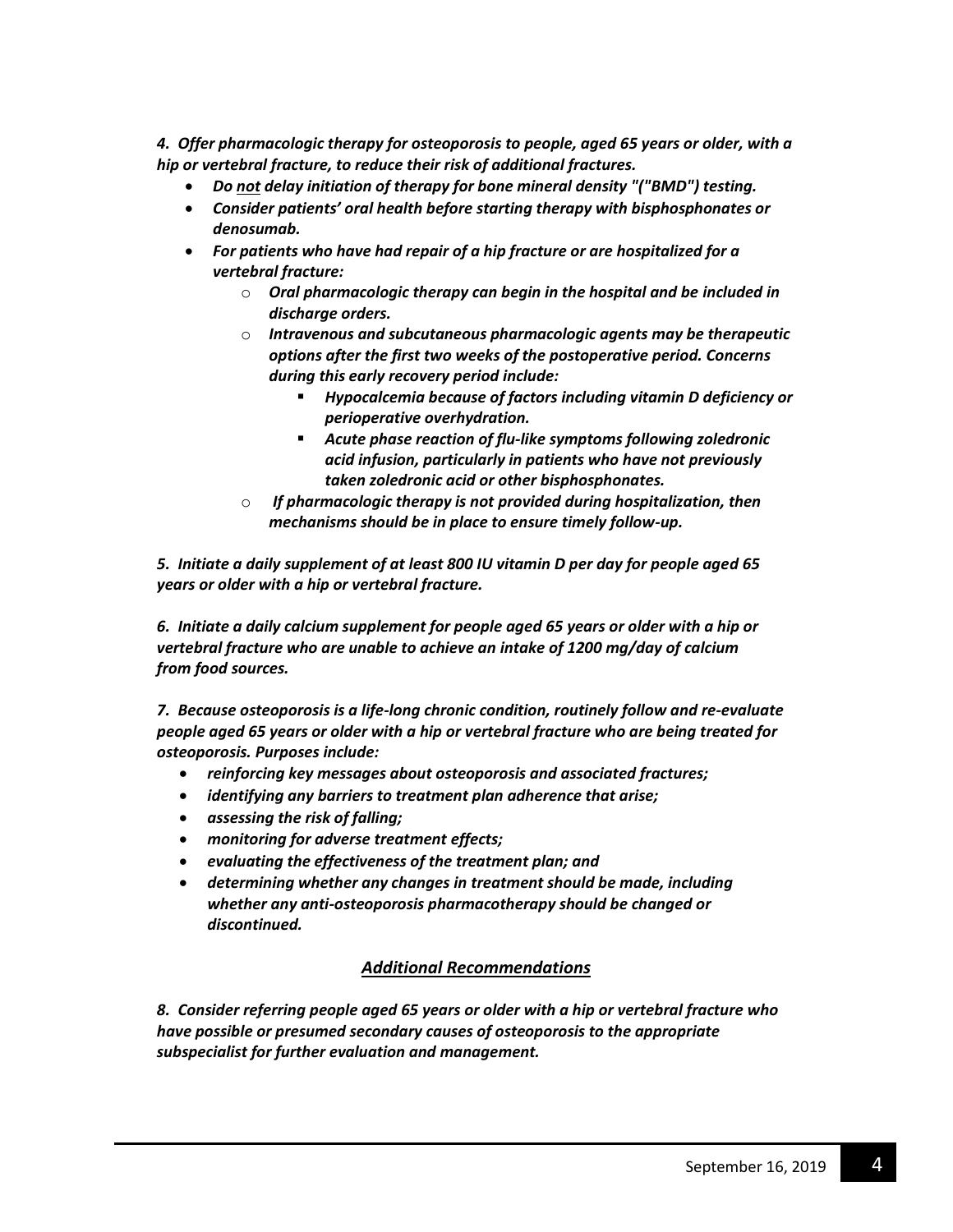***4. Offer pharmacologic therapy for osteoporosis to people, aged 65 years or older, with a hip or vertebral fracture, to reduce their risk of additional fractures.***

- ***Do <u>not</u> delay initiation of therapy for bone mineral density "("BMD") testing.***
- ***Consider patients' oral health before starting therapy with bisphosphonates or denosumab.***
- ***For patients who have had repair of a hip fracture or are hospitalized for a vertebral fracture:***
    - ***Oral pharmacologic therapy can begin in the hospital and be included in discharge orders.***
    - ***Intravenous and subcutaneous pharmacologic agents may be therapeutic options after the first two weeks of the postoperative period. Concerns during this early recovery period include:***
        - ***Hypocalcemia because of factors including vitamin D deficiency or perioperative overhydration.***
        - ***Acute phase reaction of flu-like symptoms following zoledronic acid infusion, particularly in patients who have not previously taken zoledronic acid or other bisphosphonates.***
    - ***If pharmacologic therapy is not provided during hospitalization, then mechanisms should be in place to ensure timely follow-up.***

***5. Initiate a daily supplement of at least 800 IU vitamin D per day for people aged 65 years or older with a hip or vertebral fracture.***

***6. Initiate a daily calcium supplement for people aged 65 years or older with a hip or vertebral fracture who are unable to achieve an intake of 1200 mg/day of calcium from food sources.***

***7. Because osteoporosis is a life-long chronic condition, routinely follow and re-evaluate people aged 65 years or older with a hip or vertebral fracture who are being treated for osteoporosis. Purposes include:***

- ***reinforcing key messages about osteoporosis and associated fractures;***
- ***identifying any barriers to treatment plan adherence that arise;***
- ***assessing the risk of falling;***
- ***monitoring for adverse treatment effects;***
- ***evaluating the effectiveness of the treatment plan; and***
- ***determining whether any changes in treatment should be made, including whether any anti-osteoporosis pharmacotherapy should be changed or discontinued.***

## ***<u>Additional Recommendations</u>***

***8. Consider referring people aged 65 years or older with a hip or vertebral fracture who have possible or presumed secondary causes of osteoporosis to the appropriate subspecialist for further evaluation and management.***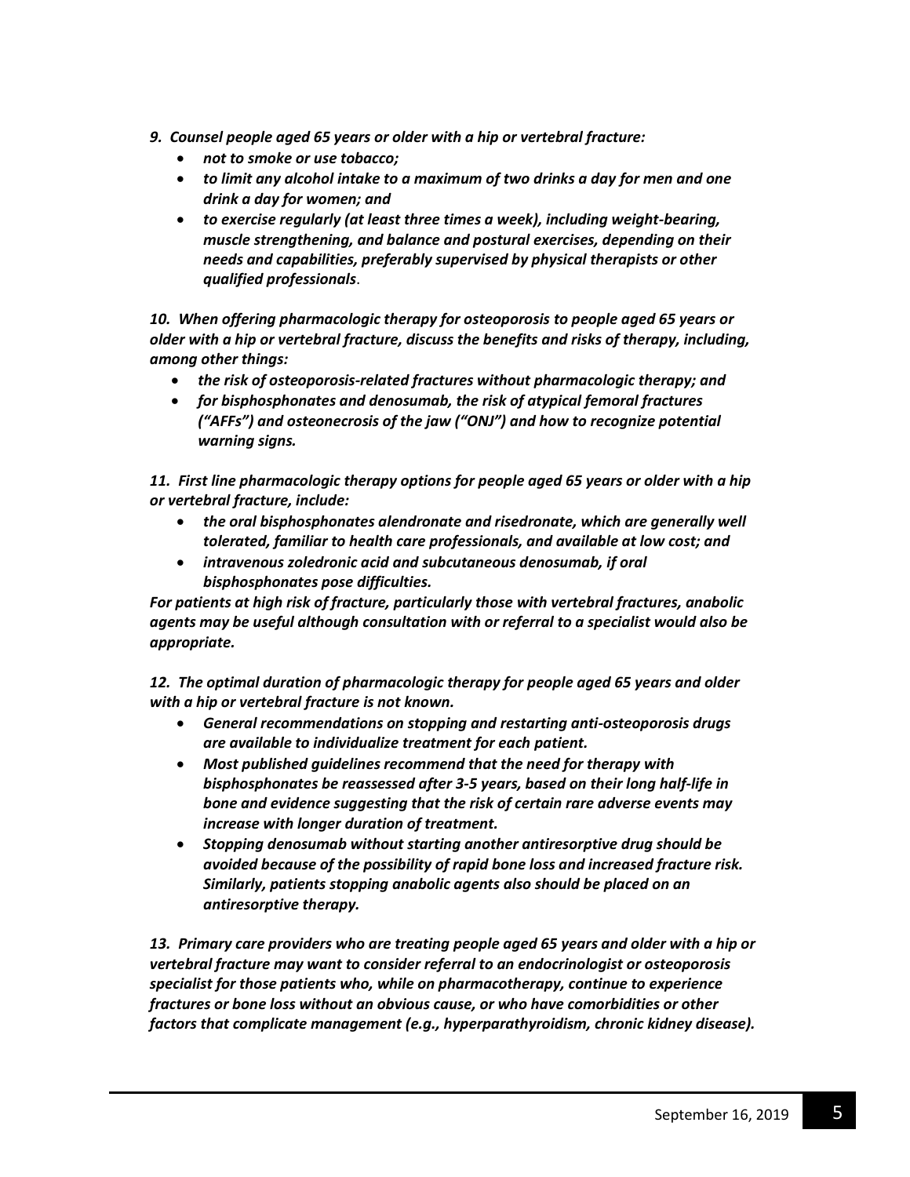***9. Counsel people aged 65 years or older with a hip or vertebral fracture:***

- ***not to smoke or use tobacco;***
- ***to limit any alcohol intake to a maximum of two drinks a day for men and one drink a day for women; and***
- ***to exercise regularly (at least three times a week), including weight-bearing, muscle strengthening, and balance and postural exercises, depending on their needs and capabilities, preferably supervised by physical therapists or other qualified professionals.***

***10. When offering pharmacologic therapy for osteoporosis to people aged 65 years or older with a hip or vertebral fracture, discuss the benefits and risks of therapy, including, among other things:***

- ***the risk of osteoporosis-related fractures without pharmacologic therapy; and***
- ***for bisphosphonates and denosumab, the risk of atypical femoral fractures ("AFFs") and osteonecrosis of the jaw ("ONJ") and how to recognize potential warning signs.***

***11. First line pharmacologic therapy options for people aged 65 years or older with a hip or vertebral fracture, include:***

- ***the oral bisphosphonates alendronate and risedronate, which are generally well tolerated, familiar to health care professionals, and available at low cost; and***
- ***intravenous zoledronic acid and subcutaneous denosumab, if oral bisphosphonates pose difficulties.***

***For patients at high risk of fracture, particularly those with vertebral fractures, anabolic agents may be useful although consultation with or referral to a specialist would also be appropriate.***

***12. The optimal duration of pharmacologic therapy for people aged 65 years and older with a hip or vertebral fracture is not known.***

- ***General recommendations on stopping and restarting anti-osteoporosis drugs are available to individualize treatment for each patient.***
- ***Most published guidelines recommend that the need for therapy with bisphosphonates be reassessed after 3-5 years, based on their long half-life in bone and evidence suggesting that the risk of certain rare adverse events may increase with longer duration of treatment.***
- ***Stopping denosumab without starting another antiresorptive drug should be avoided because of the possibility of rapid bone loss and increased fracture risk. Similarly, patients stopping anabolic agents also should be placed on an antiresorptive therapy.***

***13. Primary care providers who are treating people aged 65 years and older with a hip or vertebral fracture may want to consider referral to an endocrinologist or osteoporosis specialist for those patients who, while on pharmacotherapy, continue to experience fractures or bone loss without an obvious cause, or who have comorbidities or other factors that complicate management (e.g., hyperparathyroidism, chronic kidney disease).***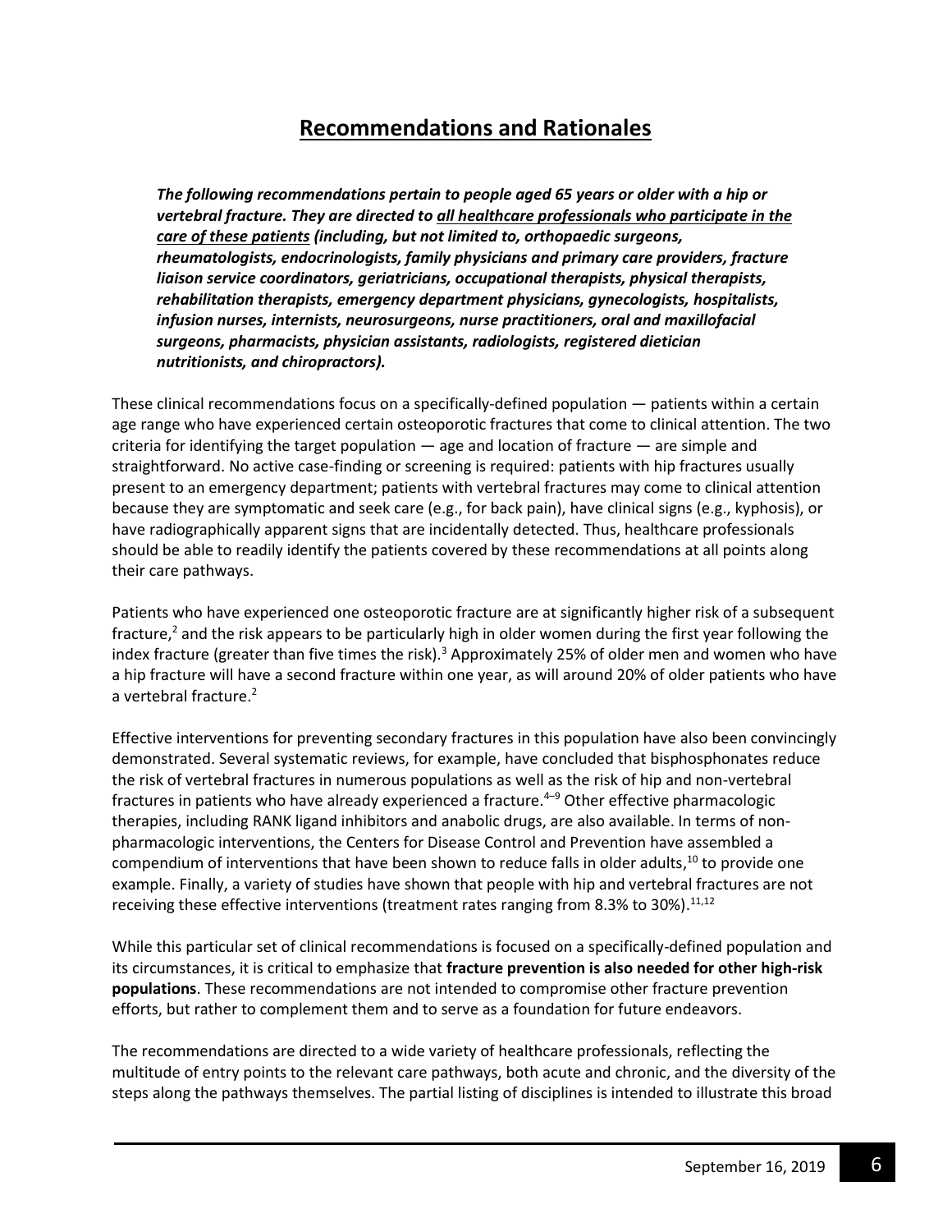## Recommendations and Rationales

***The following recommendations pertain to people aged 65 years or older with a hip or vertebral fracture. They are directed to <u>all healthcare professionals who participate in the care of these patients</u> (including, but not limited to, orthopaedic surgeons, rheumatologists, endocrinologists, family physicians and primary care providers, fracture liaison service coordinators, geriatricians, occupational therapists, physical therapists, rehabilitation therapists, emergency department physicians, gynecologists, hospitalists, infusion nurses, internists, neurosurgeons, nurse practitioners, oral and maxillofacial surgeons, pharmacists, physician assistants, radiologists, registered dietician nutritionists, and chiropractors).***

These clinical recommendations focus on a specifically-defined population — patients within a certain age range who have experienced certain osteoporotic fractures that come to clinical attention. The two criteria for identifying the target population — age and location of fracture — are simple and straightforward. No active case-finding or screening is required: patients with hip fractures usually present to an emergency department; patients with vertebral fractures may come to clinical attention because they are symptomatic and seek care (e.g., for back pain), have clinical signs (e.g., kyphosis), or have radiographically apparent signs that are incidentally detected. Thus, healthcare professionals should be able to readily identify the patients covered by these recommendations at all points along their care pathways.

Patients who have experienced one osteoporotic fracture are at significantly higher risk of a subsequent fracture,[2] and the risk appears to be particularly high in older women during the first year following the index fracture (greater than five times the risk).[3] Approximately 25% of older men and women who have a hip fracture will have a second fracture within one year, as will around 20% of older patients who have a vertebral fracture.[2]

Effective interventions for preventing secondary fractures in this population have also been convincingly demonstrated. Several systematic reviews, for example, have concluded that bisphosphonates reduce the risk of vertebral fractures in numerous populations as well as the risk of hip and non-vertebral fractures in patients who have already experienced a fracture.[4–9] Other effective pharmacologic therapies, including RANK ligand inhibitors and anabolic drugs, are also available. In terms of non-pharmacologic interventions, the Centers for Disease Control and Prevention have assembled a compendium of interventions that have been shown to reduce falls in older adults,[10] to provide one example. Finally, a variety of studies have shown that people with hip and vertebral fractures are not receiving these effective interventions (treatment rates ranging from 8.3% to 30%).[11,12]

While this particular set of clinical recommendations is focused on a specifically-defined population and its circumstances, it is critical to emphasize that **fracture prevention is also needed for other high-risk populations**. These recommendations are not intended to compromise other fracture prevention efforts, but rather to complement them and to serve as a foundation for future endeavors.

The recommendations are directed to a wide variety of healthcare professionals, reflecting the multitude of entry points to the relevant care pathways, both acute and chronic, and the diversity of the steps along the pathways themselves. The partial listing of disciplines is intended to illustrate this broad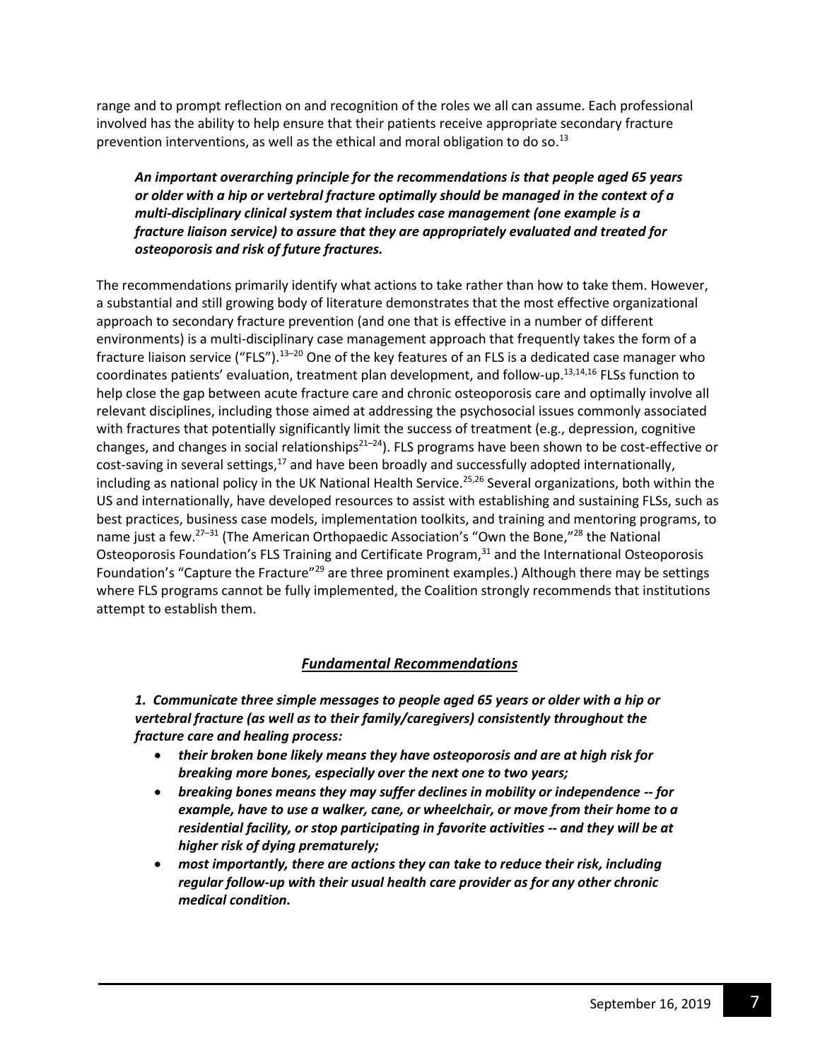range and to prompt reflection on and recognition of the roles we all can assume. Each professional involved has the ability to help ensure that their patients receive appropriate secondary fracture prevention interventions, as well as the ethical and moral obligation to do so.[13]

> ***An important overarching principle for the recommendations is that people aged 65 years or older with a hip or vertebral fracture optimally should be managed in the context of a multi-disciplinary clinical system that includes case management (one example is a fracture liaison service) to assure that they are appropriately evaluated and treated for osteoporosis and risk of future fractures.***

The recommendations primarily identify what actions to take rather than how to take them. However, a substantial and still growing body of literature demonstrates that the most effective organizational approach to secondary fracture prevention (and one that is effective in a number of different environments) is a multi-disciplinary case management approach that frequently takes the form of a fracture liaison service ("FLS").[13–20] One of the key features of an FLS is a dedicated case manager who coordinates patients' evaluation, treatment plan development, and follow-up.[13,14,16] FLSs function to help close the gap between acute fracture care and chronic osteoporosis care and optimally involve all relevant disciplines, including those aimed at addressing the psychosocial issues commonly associated with fractures that potentially significantly limit the success of treatment (e.g., depression, cognitive changes, and changes in social relationships[21–24]). FLS programs have been shown to be cost-effective or cost-saving in several settings,[17] and have been broadly and successfully adopted internationally, including as national policy in the UK National Health Service.[25,26] Several organizations, both within the US and internationally, have developed resources to assist with establishing and sustaining FLSs, such as best practices, business case models, implementation toolkits, and training and mentoring programs, to name just a few.[27–31] (The American Orthopaedic Association's "Own the Bone,"[28] the National Osteoporosis Foundation's FLS Training and Certificate Program,[31] and the International Osteoporosis Foundation's "Capture the Fracture"[29] are three prominent examples.) Although there may be settings where FLS programs cannot be fully implemented, the Coalition strongly recommends that institutions attempt to establish them.

## ***Fundamental Recommendations***

***1. Communicate three simple messages to people aged 65 years or older with a hip or vertebral fracture (as well as to their family/caregivers) consistently throughout the fracture care and healing process:***

- ***their broken bone likely means they have osteoporosis and are at high risk for breaking more bones, especially over the next one to two years;***
- ***breaking bones means they may suffer declines in mobility or independence -- for example, have to use a walker, cane, or wheelchair, or move from their home to a residential facility, or stop participating in favorite activities -- and they will be at higher risk of dying prematurely;***
- ***most importantly, there are actions they can take to reduce their risk, including regular follow-up with their usual health care provider as for any other chronic medical condition.***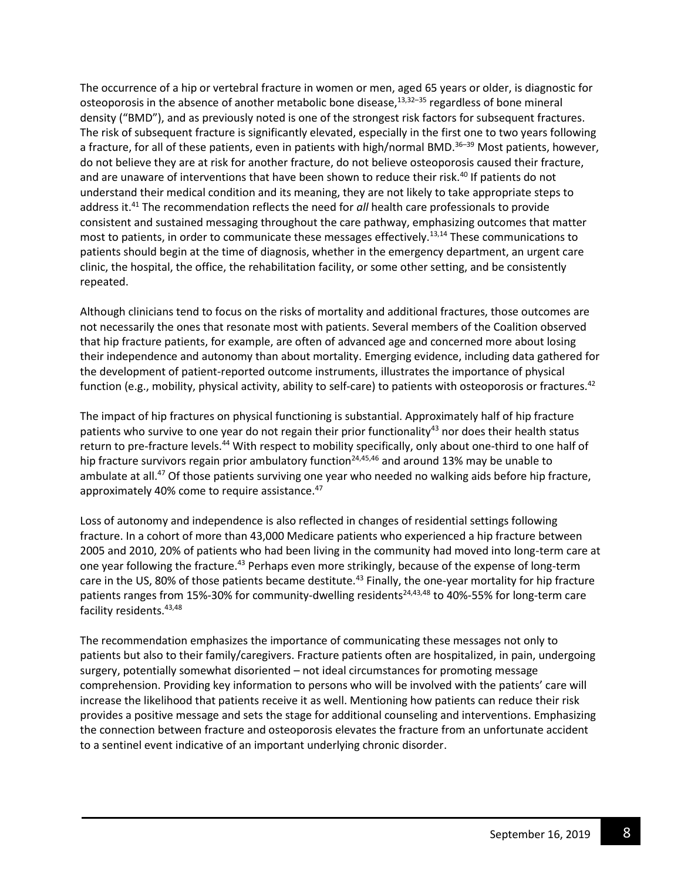The occurrence of a hip or vertebral fracture in women or men, aged 65 years or older, is diagnostic for osteoporosis in the absence of another metabolic bone disease,[13,32–35] regardless of bone mineral density ("BMD"), and as previously noted is one of the strongest risk factors for subsequent fractures. The risk of subsequent fracture is significantly elevated, especially in the first one to two years following a fracture, for all of these patients, even in patients with high/normal BMD.[36–39] Most patients, however, do not believe they are at risk for another fracture, do not believe osteoporosis caused their fracture, and are unaware of interventions that have been shown to reduce their risk.[40] If patients do not understand their medical condition and its meaning, they are not likely to take appropriate steps to address it.[41] The recommendation reflects the need for *all* health care professionals to provide consistent and sustained messaging throughout the care pathway, emphasizing outcomes that matter most to patients, in order to communicate these messages effectively.[13,14] These communications to patients should begin at the time of diagnosis, whether in the emergency department, an urgent care clinic, the hospital, the office, the rehabilitation facility, or some other setting, and be consistently repeated.

Although clinicians tend to focus on the risks of mortality and additional fractures, those outcomes are not necessarily the ones that resonate most with patients. Several members of the Coalition observed that hip fracture patients, for example, are often of advanced age and concerned more about losing their independence and autonomy than about mortality. Emerging evidence, including data gathered for the development of patient-reported outcome instruments, illustrates the importance of physical function (e.g., mobility, physical activity, ability to self-care) to patients with osteoporosis or fractures.[42]

The impact of hip fractures on physical functioning is substantial. Approximately half of hip fracture patients who survive to one year do not regain their prior functionality[43] nor does their health status return to pre-fracture levels.[44] With respect to mobility specifically, only about one-third to one half of hip fracture survivors regain prior ambulatory function[24,45,46] and around 13% may be unable to ambulate at all.[47] Of those patients surviving one year who needed no walking aids before hip fracture, approximately 40% come to require assistance.[47]

Loss of autonomy and independence is also reflected in changes of residential settings following fracture. In a cohort of more than 43,000 Medicare patients who experienced a hip fracture between 2005 and 2010, 20% of patients who had been living in the community had moved into long-term care at one year following the fracture.[43] Perhaps even more strikingly, because of the expense of long-term care in the US, 80% of those patients became destitute.[43] Finally, the one-year mortality for hip fracture patients ranges from 15%-30% for community-dwelling residents[24,43,48] to 40%-55% for long-term care facility residents.[43,48]

The recommendation emphasizes the importance of communicating these messages not only to patients but also to their family/caregivers. Fracture patients often are hospitalized, in pain, undergoing surgery, potentially somewhat disoriented – not ideal circumstances for promoting message comprehension. Providing key information to persons who will be involved with the patients' care will increase the likelihood that patients receive it as well. Mentioning how patients can reduce their risk provides a positive message and sets the stage for additional counseling and interventions. Emphasizing the connection between fracture and osteoporosis elevates the fracture from an unfortunate accident to a sentinel event indicative of an important underlying chronic disorder.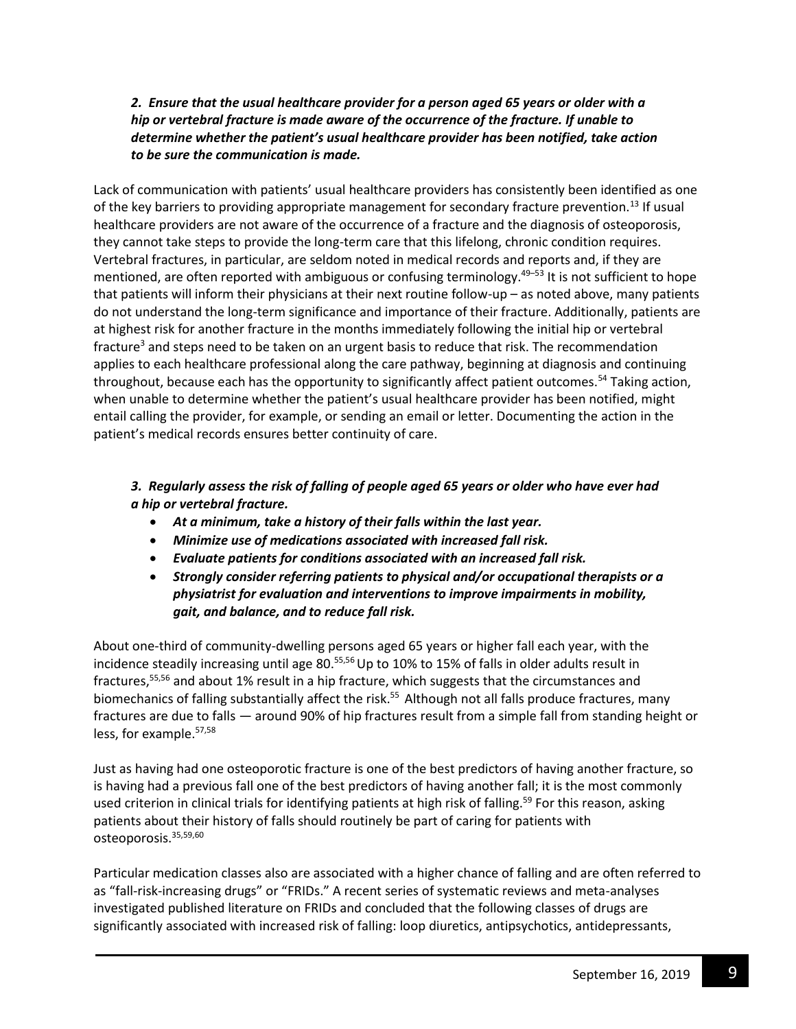***2. Ensure that the usual healthcare provider for a person aged 65 years or older with a hip or vertebral fracture is made aware of the occurrence of the fracture. If unable to determine whether the patient's usual healthcare provider has been notified, take action to be sure the communication is made.***

Lack of communication with patients' usual healthcare providers has consistently been identified as one of the key barriers to providing appropriate management for secondary fracture prevention.[13] If usual healthcare providers are not aware of the occurrence of a fracture and the diagnosis of osteoporosis, they cannot take steps to provide the long-term care that this lifelong, chronic condition requires. Vertebral fractures, in particular, are seldom noted in medical records and reports and, if they are mentioned, are often reported with ambiguous or confusing terminology.[49–53] It is not sufficient to hope that patients will inform their physicians at their next routine follow-up – as noted above, many patients do not understand the long-term significance and importance of their fracture. Additionally, patients are at highest risk for another fracture in the months immediately following the initial hip or vertebral fracture[3] and steps need to be taken on an urgent basis to reduce that risk. The recommendation applies to each healthcare professional along the care pathway, beginning at diagnosis and continuing throughout, because each has the opportunity to significantly affect patient outcomes.[54] Taking action, when unable to determine whether the patient's usual healthcare provider has been notified, might entail calling the provider, for example, or sending an email or letter. Documenting the action in the patient's medical records ensures better continuity of care.

***3. Regularly assess the risk of falling of people aged 65 years or older who have ever had a hip or vertebral fracture.***

- ***At a minimum, take a history of their falls within the last year.***
- ***Minimize use of medications associated with increased fall risk.***
- ***Evaluate patients for conditions associated with an increased fall risk.***
- ***Strongly consider referring patients to physical and/or occupational therapists or a physiatrist for evaluation and interventions to improve impairments in mobility, gait, and balance, and to reduce fall risk.***

About one-third of community-dwelling persons aged 65 years or higher fall each year, with the incidence steadily increasing until age 80.[55,56] Up to 10% to 15% of falls in older adults result in fractures,[55,56] and about 1% result in a hip fracture, which suggests that the circumstances and biomechanics of falling substantially affect the risk.[55] Although not all falls produce fractures, many fractures are due to falls — around 90% of hip fractures result from a simple fall from standing height or less, for example.[57,58]

Just as having had one osteoporotic fracture is one of the best predictors of having another fracture, so is having had a previous fall one of the best predictors of having another fall; it is the most commonly used criterion in clinical trials for identifying patients at high risk of falling.[59] For this reason, asking patients about their history of falls should routinely be part of caring for patients with osteoporosis.[35,59,60]

Particular medication classes also are associated with a higher chance of falling and are often referred to as "fall-risk-increasing drugs" or "FRIDs." A recent series of systematic reviews and meta-analyses investigated published literature on FRIDs and concluded that the following classes of drugs are significantly associated with increased risk of falling: loop diuretics, antipsychotics, antidepressants,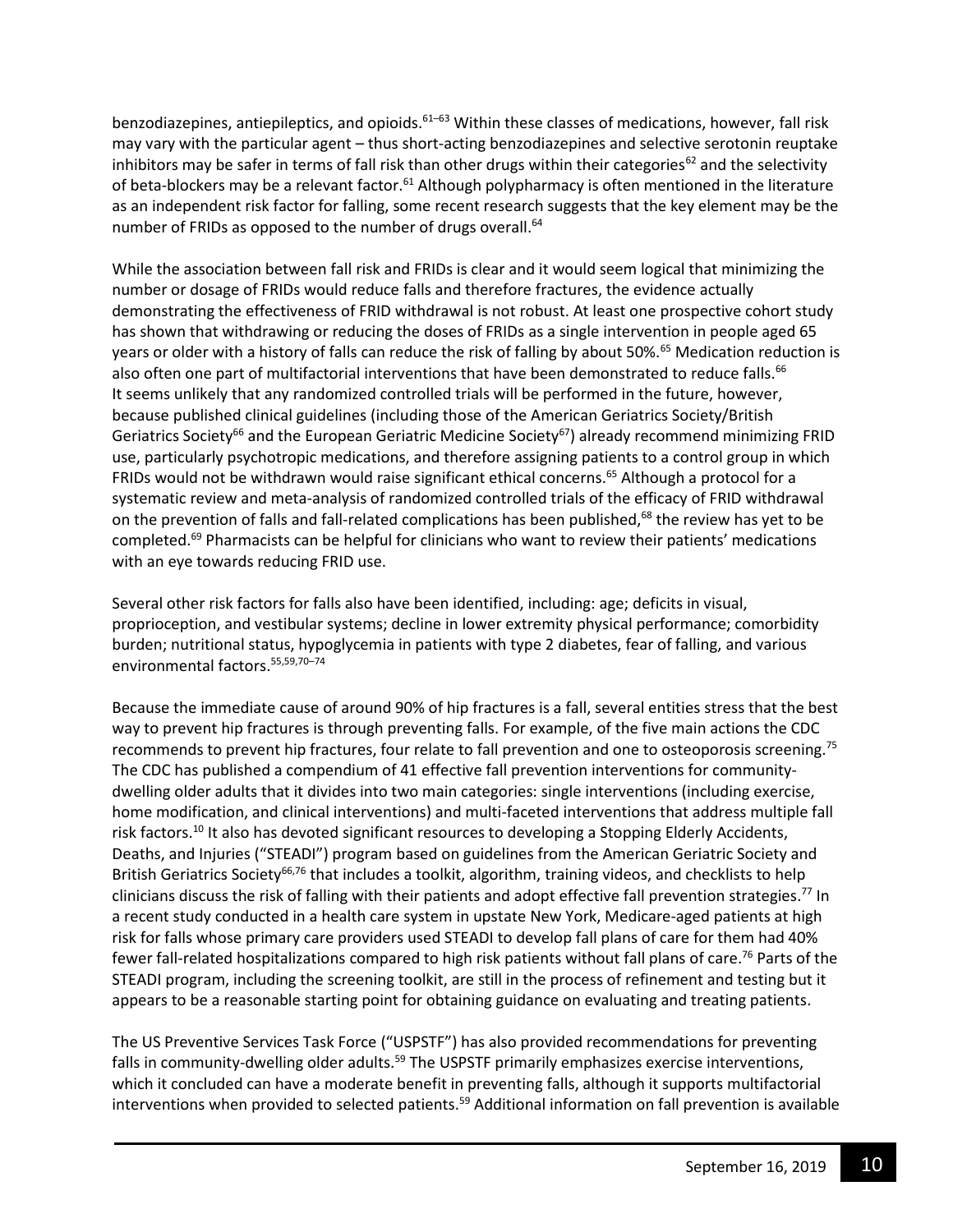benzodiazepines, antiepileptics, and opioids.[61–63] Within these classes of medications, however, fall risk may vary with the particular agent – thus short-acting benzodiazepines and selective serotonin reuptake inhibitors may be safer in terms of fall risk than other drugs within their categories[62] and the selectivity of beta-blockers may be a relevant factor.[61] Although polypharmacy is often mentioned in the literature as an independent risk factor for falling, some recent research suggests that the key element may be the number of FRIDs as opposed to the number of drugs overall.[64]

While the association between fall risk and FRIDs is clear and it would seem logical that minimizing the number or dosage of FRIDs would reduce falls and therefore fractures, the evidence actually demonstrating the effectiveness of FRID withdrawal is not robust. At least one prospective cohort study has shown that withdrawing or reducing the doses of FRIDs as a single intervention in people aged 65 years or older with a history of falls can reduce the risk of falling by about 50%.[65] Medication reduction is also often one part of multifactorial interventions that have been demonstrated to reduce falls.[66] It seems unlikely that any randomized controlled trials will be performed in the future, however, because published clinical guidelines (including those of the American Geriatrics Society/British Geriatrics Society[66] and the European Geriatric Medicine Society[67]) already recommend minimizing FRID use, particularly psychotropic medications, and therefore assigning patients to a control group in which FRIDs would not be withdrawn would raise significant ethical concerns.[65] Although a protocol for a systematic review and meta-analysis of randomized controlled trials of the efficacy of FRID withdrawal on the prevention of falls and fall-related complications has been published,[68] the review has yet to be completed.[69] Pharmacists can be helpful for clinicians who want to review their patients' medications with an eye towards reducing FRID use.

Several other risk factors for falls also have been identified, including: age; deficits in visual, proprioception, and vestibular systems; decline in lower extremity physical performance; comorbidity burden; nutritional status, hypoglycemia in patients with type 2 diabetes, fear of falling, and various environmental factors.[55,59,70–74]

Because the immediate cause of around 90% of hip fractures is a fall, several entities stress that the best way to prevent hip fractures is through preventing falls. For example, of the five main actions the CDC recommends to prevent hip fractures, four relate to fall prevention and one to osteoporosis screening.[75] The CDC has published a compendium of 41 effective fall prevention interventions for community-dwelling older adults that it divides into two main categories: single interventions (including exercise, home modification, and clinical interventions) and multi-faceted interventions that address multiple fall risk factors.[10] It also has devoted significant resources to developing a Stopping Elderly Accidents, Deaths, and Injuries ("STEADI") program based on guidelines from the American Geriatric Society and British Geriatrics Society[66,76] that includes a toolkit, algorithm, training videos, and checklists to help clinicians discuss the risk of falling with their patients and adopt effective fall prevention strategies.[77] In a recent study conducted in a health care system in upstate New York, Medicare-aged patients at high risk for falls whose primary care providers used STEADI to develop fall plans of care for them had 40% fewer fall-related hospitalizations compared to high risk patients without fall plans of care.[76] Parts of the STEADI program, including the screening toolkit, are still in the process of refinement and testing but it appears to be a reasonable starting point for obtaining guidance on evaluating and treating patients.

The US Preventive Services Task Force ("USPSTF") has also provided recommendations for preventing falls in community-dwelling older adults.[59] The USPSTF primarily emphasizes exercise interventions, which it concluded can have a moderate benefit in preventing falls, although it supports multifactorial interventions when provided to selected patients.[59] Additional information on fall prevention is available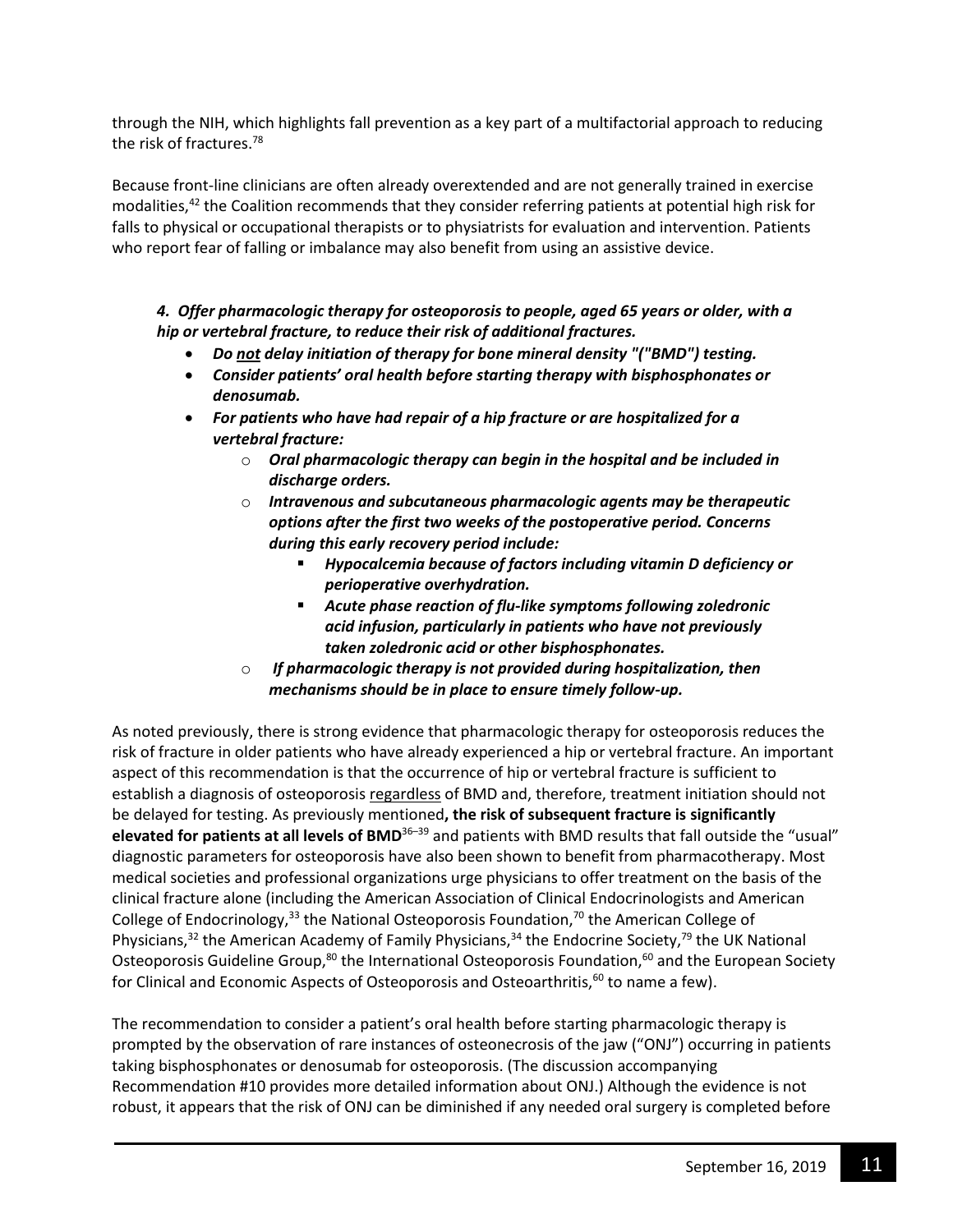through the NIH, which highlights fall prevention as a key part of a multifactorial approach to reducing the risk of fractures.[78]

Because front-line clinicians are often already overextended and are not generally trained in exercise modalities,[42] the Coalition recommends that they consider referring patients at potential high risk for falls to physical or occupational therapists or to physiatrists for evaluation and intervention. Patients who report fear of falling or imbalance may also benefit from using an assistive device.

***4. Offer pharmacologic therapy for osteoporosis to people, aged 65 years or older, with a hip or vertebral fracture, to reduce their risk of additional fractures.***

- ***Do not delay initiation of therapy for bone mineral density "("BMD") testing.***
- ***Consider patients' oral health before starting therapy with bisphosphonates or denosumab.***
- ***For patients who have had repair of a hip fracture or are hospitalized for a vertebral fracture:***
  - ***Oral pharmacologic therapy can begin in the hospital and be included in discharge orders.***
  - ***Intravenous and subcutaneous pharmacologic agents may be therapeutic options after the first two weeks of the postoperative period. Concerns during this early recovery period include:***
    - ***Hypocalcemia because of factors including vitamin D deficiency or perioperative overhydration.***
    - ***Acute phase reaction of flu-like symptoms following zoledronic acid infusion, particularly in patients who have not previously taken zoledronic acid or other bisphosphonates.***
  - ***If pharmacologic therapy is not provided during hospitalization, then mechanisms should be in place to ensure timely follow-up.***

As noted previously, there is strong evidence that pharmacologic therapy for osteoporosis reduces the risk of fracture in older patients who have already experienced a hip or vertebral fracture. An important aspect of this recommendation is that the occurrence of hip or vertebral fracture is sufficient to establish a diagnosis of osteoporosis regardless of BMD and, therefore, treatment initiation should not be delayed for testing. As previously mentioned**, the risk of subsequent fracture is significantly elevated for patients at all levels of BMD**[36–39] and patients with BMD results that fall outside the "usual" diagnostic parameters for osteoporosis have also been shown to benefit from pharmacotherapy. Most medical societies and professional organizations urge physicians to offer treatment on the basis of the clinical fracture alone (including the American Association of Clinical Endocrinologists and American College of Endocrinology,[33] the National Osteoporosis Foundation,[70] the American College of Physicians,[32] the American Academy of Family Physicians,[34] the Endocrine Society,[79] the UK National Osteoporosis Guideline Group,[80] the International Osteoporosis Foundation,[60] and the European Society for Clinical and Economic Aspects of Osteoporosis and Osteoarthritis,[60] to name a few).

The recommendation to consider a patient's oral health before starting pharmacologic therapy is prompted by the observation of rare instances of osteonecrosis of the jaw ("ONJ") occurring in patients taking bisphosphonates or denosumab for osteoporosis. (The discussion accompanying Recommendation #10 provides more detailed information about ONJ.) Although the evidence is not robust, it appears that the risk of ONJ can be diminished if any needed oral surgery is completed before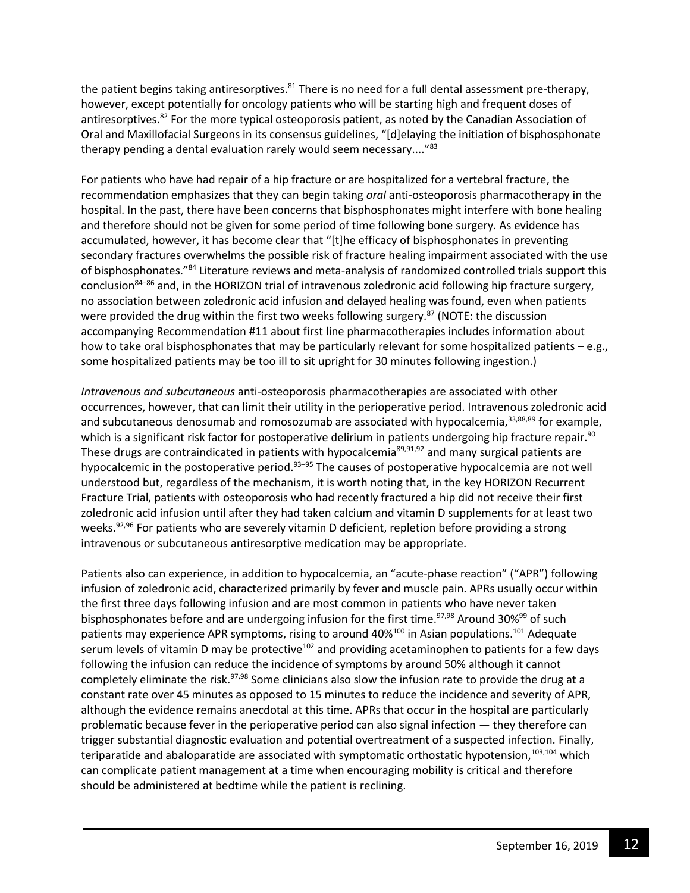the patient begins taking antiresorptives.[81] There is no need for a full dental assessment pre-therapy, however, except potentially for oncology patients who will be starting high and frequent doses of antiresorptives.[82] For the more typical osteoporosis patient, as noted by the Canadian Association of Oral and Maxillofacial Surgeons in its consensus guidelines, "[d]elaying the initiation of bisphosphonate therapy pending a dental evaluation rarely would seem necessary...."[83]

For patients who have had repair of a hip fracture or are hospitalized for a vertebral fracture, the recommendation emphasizes that they can begin taking *oral* anti-osteoporosis pharmacotherapy in the hospital. In the past, there have been concerns that bisphosphonates might interfere with bone healing and therefore should not be given for some period of time following bone surgery. As evidence has accumulated, however, it has become clear that "[t]he efficacy of bisphosphonates in preventing secondary fractures overwhelms the possible risk of fracture healing impairment associated with the use of bisphosphonates."[84] Literature reviews and meta-analysis of randomized controlled trials support this conclusion[84–86] and, in the HORIZON trial of intravenous zoledronic acid following hip fracture surgery, no association between zoledronic acid infusion and delayed healing was found, even when patients were provided the drug within the first two weeks following surgery.[87] (NOTE: the discussion accompanying Recommendation #11 about first line pharmacotherapies includes information about how to take oral bisphosphonates that may be particularly relevant for some hospitalized patients – e.g., some hospitalized patients may be too ill to sit upright for 30 minutes following ingestion.)

*Intravenous and subcutaneous* anti-osteoporosis pharmacotherapies are associated with other occurrences, however, that can limit their utility in the perioperative period. Intravenous zoledronic acid and subcutaneous denosumab and romosozumab are associated with hypocalcemia,[33,88,89] for example, which is a significant risk factor for postoperative delirium in patients undergoing hip fracture repair.[90] These drugs are contraindicated in patients with hypocalcemia[89,91,92] and many surgical patients are hypocalcemic in the postoperative period.[93–95] The causes of postoperative hypocalcemia are not well understood but, regardless of the mechanism, it is worth noting that, in the key HORIZON Recurrent Fracture Trial, patients with osteoporosis who had recently fractured a hip did not receive their first zoledronic acid infusion until after they had taken calcium and vitamin D supplements for at least two weeks.[92,96] For patients who are severely vitamin D deficient, repletion before providing a strong intravenous or subcutaneous antiresorptive medication may be appropriate.

Patients also can experience, in addition to hypocalcemia, an "acute-phase reaction" ("APR") following infusion of zoledronic acid, characterized primarily by fever and muscle pain. APRs usually occur within the first three days following infusion and are most common in patients who have never taken bisphosphonates before and are undergoing infusion for the first time.[97,98] Around 30%[99] of such patients may experience APR symptoms, rising to around 40%[100] in Asian populations.[101] Adequate serum levels of vitamin D may be protective[102] and providing acetaminophen to patients for a few days following the infusion can reduce the incidence of symptoms by around 50% although it cannot completely eliminate the risk.[97,98] Some clinicians also slow the infusion rate to provide the drug at a constant rate over 45 minutes as opposed to 15 minutes to reduce the incidence and severity of APR, although the evidence remains anecdotal at this time. APRs that occur in the hospital are particularly problematic because fever in the perioperative period can also signal infection — they therefore can trigger substantial diagnostic evaluation and potential overtreatment of a suspected infection. Finally, teriparatide and abaloparatide are associated with symptomatic orthostatic hypotension,[103,104] which can complicate patient management at a time when encouraging mobility is critical and therefore should be administered at bedtime while the patient is reclining.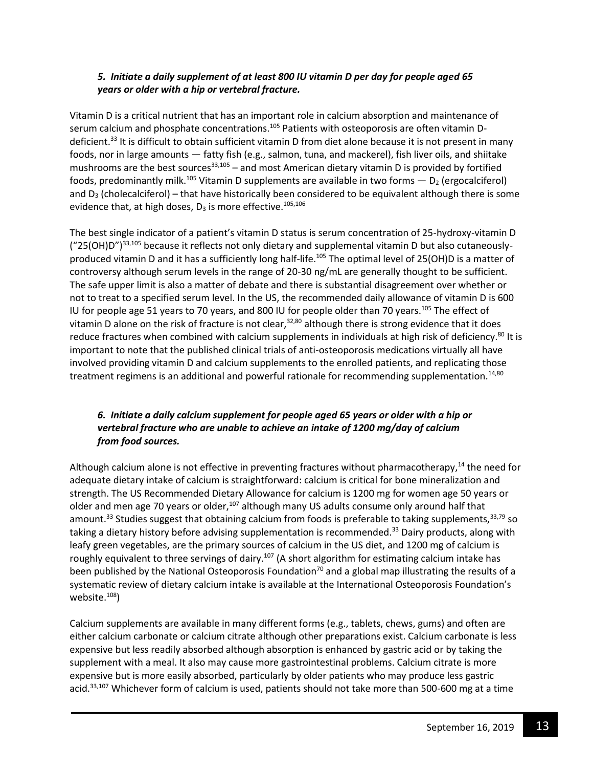### *5. Initiate a daily supplement of at least 800 IU vitamin D per day for people aged 65 years or older with a hip or vertebral fracture.*

Vitamin D is a critical nutrient that has an important role in calcium absorption and maintenance of serum calcium and phosphate concentrations.[105] Patients with osteoporosis are often vitamin D-deficient.[33] It is difficult to obtain sufficient vitamin D from diet alone because it is not present in many foods, nor in large amounts — fatty fish (e.g., salmon, tuna, and mackerel), fish liver oils, and shiitake mushrooms are the best sources[33,105] – and most American dietary vitamin D is provided by fortified foods, predominantly milk.[105] Vitamin D supplements are available in two forms — $D_2$ (ergocalciferol) and $D_3$ (cholecalciferol) – that have historically been considered to be equivalent although there is some evidence that, at high doses, $D_3$ is more effective.[105,106]

The best single indicator of a patient's vitamin D status is serum concentration of 25-hydroxy-vitamin D ("25(OH)D")[33,105] because it reflects not only dietary and supplemental vitamin D but also cutaneously-produced vitamin D and it has a sufficiently long half-life.[105] The optimal level of 25(OH)D is a matter of controversy although serum levels in the range of 20-30 ng/mL are generally thought to be sufficient. The safe upper limit is also a matter of debate and there is substantial disagreement over whether or not to treat to a specified serum level. In the US, the recommended daily allowance of vitamin D is 600 IU for people age 51 years to 70 years, and 800 IU for people older than 70 years.[105] The effect of vitamin D alone on the risk of fracture is not clear,[32,80] although there is strong evidence that it does reduce fractures when combined with calcium supplements in individuals at high risk of deficiency.[80] It is important to note that the published clinical trials of anti-osteoporosis medications virtually all have involved providing vitamin D and calcium supplements to the enrolled patients, and replicating those treatment regimens is an additional and powerful rationale for recommending supplementation.[14,80]

### *6. Initiate a daily calcium supplement for people aged 65 years or older with a hip or vertebral fracture who are unable to achieve an intake of 1200 mg/day of calcium from food sources.*

Although calcium alone is not effective in preventing fractures without pharmacotherapy,[14] the need for adequate dietary intake of calcium is straightforward: calcium is critical for bone mineralization and strength. The US Recommended Dietary Allowance for calcium is 1200 mg for women age 50 years or older and men age 70 years or older,[107] although many US adults consume only around half that amount.[33] Studies suggest that obtaining calcium from foods is preferable to taking supplements,[33,79] so taking a dietary history before advising supplementation is recommended.[33] Dairy products, along with leafy green vegetables, are the primary sources of calcium in the US diet, and 1200 mg of calcium is roughly equivalent to three servings of dairy.[107] (A short algorithm for estimating calcium intake has been published by the National Osteoporosis Foundation[70] and a global map illustrating the results of a systematic review of dietary calcium intake is available at the International Osteoporosis Foundation's website.[108])

Calcium supplements are available in many different forms (e.g., tablets, chews, gums) and often are either calcium carbonate or calcium citrate although other preparations exist. Calcium carbonate is less expensive but less readily absorbed although absorption is enhanced by gastric acid or by taking the supplement with a meal. It also may cause more gastrointestinal problems. Calcium citrate is more expensive but is more easily absorbed, particularly by older patients who may produce less gastric acid.[33,107] Whichever form of calcium is used, patients should not take more than 500-600 mg at a time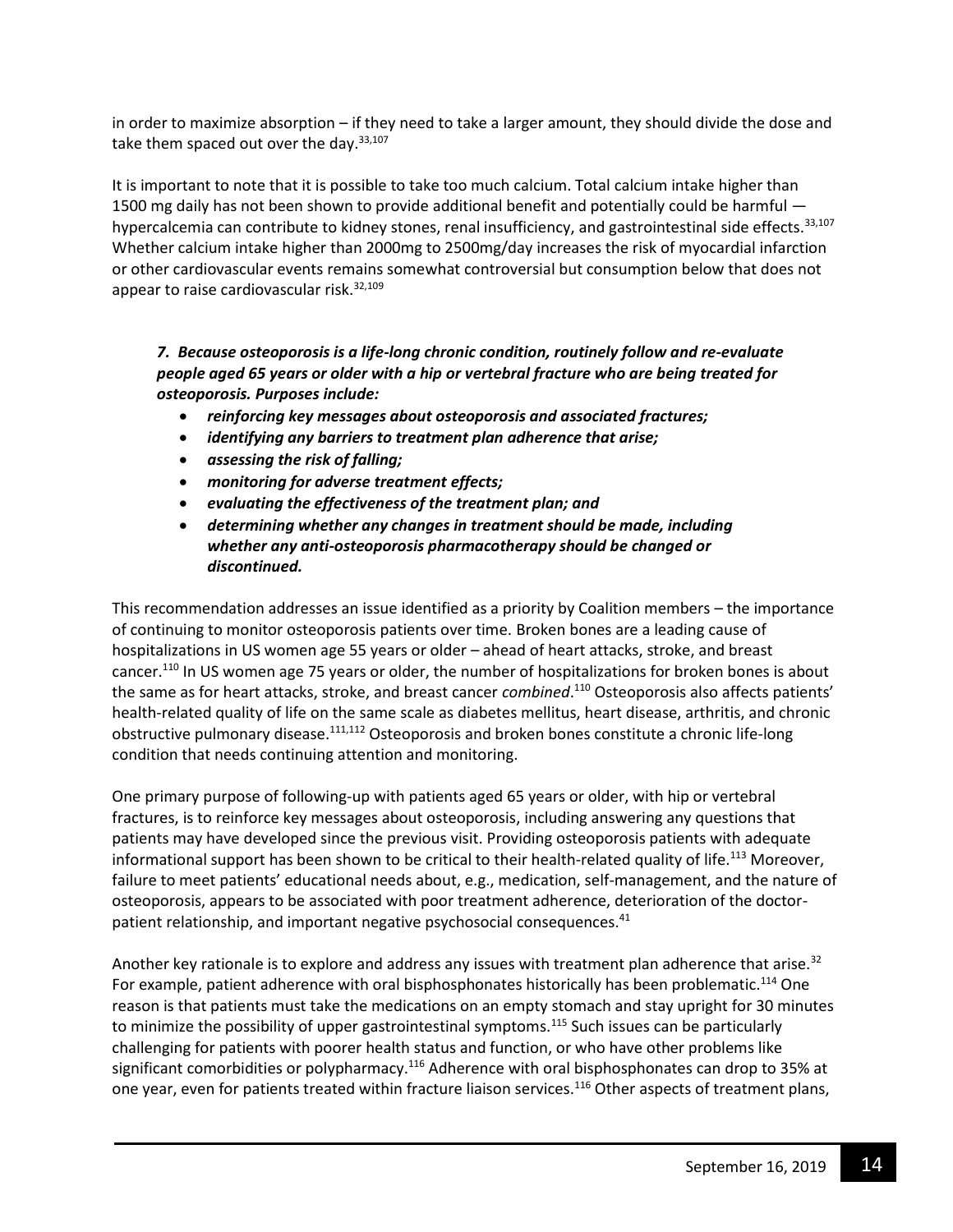in order to maximize absorption – if they need to take a larger amount, they should divide the dose and take them spaced out over the day.[33,107]

It is important to note that it is possible to take too much calcium. Total calcium intake higher than 1500 mg daily has not been shown to provide additional benefit and potentially could be harmful — hypercalcemia can contribute to kidney stones, renal insufficiency, and gastrointestinal side effects.[33,107] Whether calcium intake higher than 2000mg to 2500mg/day increases the risk of myocardial infarction or other cardiovascular events remains somewhat controversial but consumption below that does not appear to raise cardiovascular risk.[32,109]

***7. Because osteoporosis is a life-long chronic condition, routinely follow and re-evaluate people aged 65 years or older with a hip or vertebral fracture who are being treated for osteoporosis. Purposes include:***

- ***reinforcing key messages about osteoporosis and associated fractures;***
- ***identifying any barriers to treatment plan adherence that arise;***
- ***assessing the risk of falling;***
- ***monitoring for adverse treatment effects;***
- ***evaluating the effectiveness of the treatment plan; and***
- ***determining whether any changes in treatment should be made, including whether any anti-osteoporosis pharmacotherapy should be changed or discontinued.***

This recommendation addresses an issue identified as a priority by Coalition members – the importance of continuing to monitor osteoporosis patients over time. Broken bones are a leading cause of hospitalizations in US women age 55 years or older – ahead of heart attacks, stroke, and breast cancer.[110] In US women age 75 years or older, the number of hospitalizations for broken bones is about the same as for heart attacks, stroke, and breast cancer *combined*.[110] Osteoporosis also affects patients' health-related quality of life on the same scale as diabetes mellitus, heart disease, arthritis, and chronic obstructive pulmonary disease.[111,112] Osteoporosis and broken bones constitute a chronic life-long condition that needs continuing attention and monitoring.

One primary purpose of following-up with patients aged 65 years or older, with hip or vertebral fractures, is to reinforce key messages about osteoporosis, including answering any questions that patients may have developed since the previous visit. Providing osteoporosis patients with adequate informational support has been shown to be critical to their health-related quality of life.[113] Moreover, failure to meet patients' educational needs about, e.g., medication, self-management, and the nature of osteoporosis, appears to be associated with poor treatment adherence, deterioration of the doctor-patient relationship, and important negative psychosocial consequences.[41]

Another key rationale is to explore and address any issues with treatment plan adherence that arise.[32] For example, patient adherence with oral bisphosphonates historically has been problematic.[114] One reason is that patients must take the medications on an empty stomach and stay upright for 30 minutes to minimize the possibility of upper gastrointestinal symptoms.[115] Such issues can be particularly challenging for patients with poorer health status and function, or who have other problems like significant comorbidities or polypharmacy.[116] Adherence with oral bisphosphonates can drop to 35% at one year, even for patients treated within fracture liaison services.[116] Other aspects of treatment plans,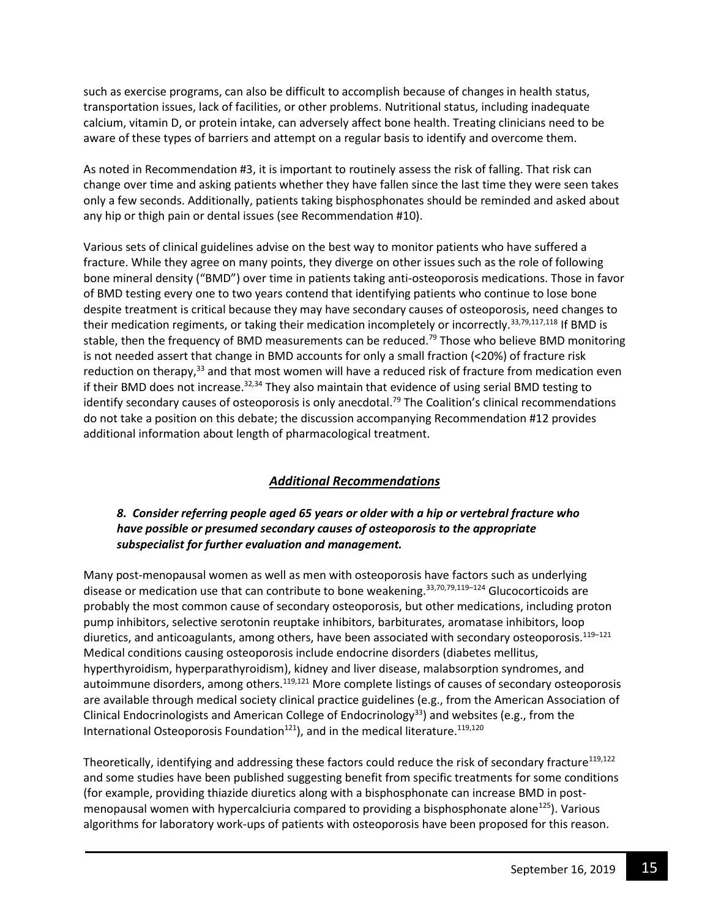such as exercise programs, can also be difficult to accomplish because of changes in health status, transportation issues, lack of facilities, or other problems. Nutritional status, including inadequate calcium, vitamin D, or protein intake, can adversely affect bone health. Treating clinicians need to be aware of these types of barriers and attempt on a regular basis to identify and overcome them.

As noted in Recommendation #3, it is important to routinely assess the risk of falling. That risk can change over time and asking patients whether they have fallen since the last time they were seen takes only a few seconds. Additionally, patients taking bisphosphonates should be reminded and asked about any hip or thigh pain or dental issues (see Recommendation #10).

Various sets of clinical guidelines advise on the best way to monitor patients who have suffered a fracture. While they agree on many points, they diverge on other issues such as the role of following bone mineral density ("BMD") over time in patients taking anti-osteoporosis medications. Those in favor of BMD testing every one to two years contend that identifying patients who continue to lose bone despite treatment is critical because they may have secondary causes of osteoporosis, need changes to their medication regiments, or taking their medication incompletely or incorrectly.[33,79,117,118] If BMD is stable, then the frequency of BMD measurements can be reduced.[79] Those who believe BMD monitoring is not needed assert that change in BMD accounts for only a small fraction (<20%) of fracture risk reduction on therapy,[33] and that most women will have a reduced risk of fracture from medication even if their BMD does not increase.[32,34] They also maintain that evidence of using serial BMD testing to identify secondary causes of osteoporosis is only anecdotal.[79] The Coalition's clinical recommendations do not take a position on this debate; the discussion accompanying Recommendation #12 provides additional information about length of pharmacological treatment.

## ***Additional Recommendations***

### *8. Consider referring people aged 65 years or older with a hip or vertebral fracture who have possible or presumed secondary causes of osteoporosis to the appropriate subspecialist for further evaluation and management.*

Many post-menopausal women as well as men with osteoporosis have factors such as underlying disease or medication use that can contribute to bone weakening.[33,70,79,119–124] Glucocorticoids are probably the most common cause of secondary osteoporosis, but other medications, including proton pump inhibitors, selective serotonin reuptake inhibitors, barbiturates, aromatase inhibitors, loop diuretics, and anticoagulants, among others, have been associated with secondary osteoporosis.[119–121] Medical conditions causing osteoporosis include endocrine disorders (diabetes mellitus, hyperthyroidism, hyperparathyroidism), kidney and liver disease, malabsorption syndromes, and autoimmune disorders, among others.[119,121] More complete listings of causes of secondary osteoporosis are available through medical society clinical practice guidelines (e.g., from the American Association of Clinical Endocrinologists and American College of Endocrinology[33]) and websites (e.g., from the International Osteoporosis Foundation[121]), and in the medical literature.[119,120]

Theoretically, identifying and addressing these factors could reduce the risk of secondary fracture[119,122] and some studies have been published suggesting benefit from specific treatments for some conditions (for example, providing thiazide diuretics along with a bisphosphonate can increase BMD in post-menopausal women with hypercalciuria compared to providing a bisphosphonate alone[125]). Various algorithms for laboratory work-ups of patients with osteoporosis have been proposed for this reason.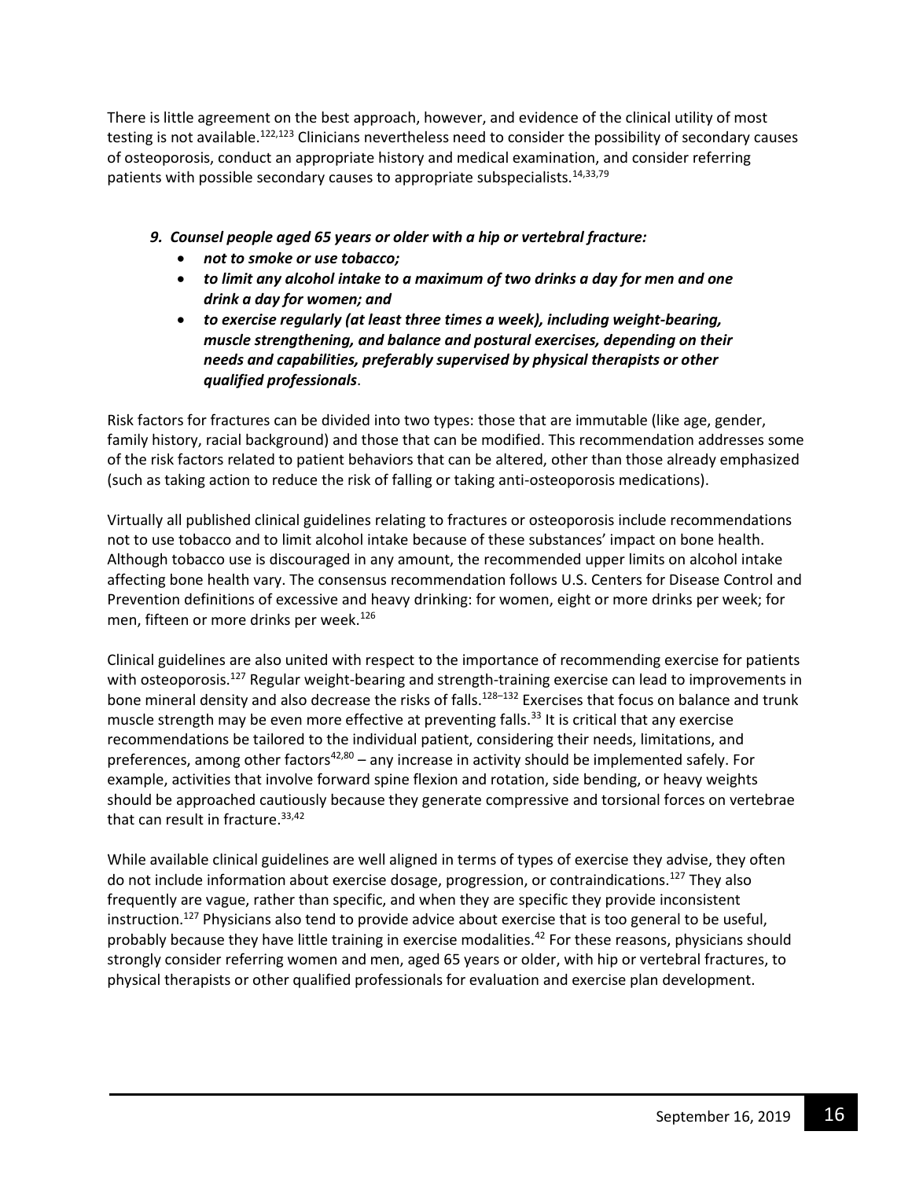There is little agreement on the best approach, however, and evidence of the clinical utility of most testing is not available.[122,123] Clinicians nevertheless need to consider the possibility of secondary causes of osteoporosis, conduct an appropriate history and medical examination, and consider referring patients with possible secondary causes to appropriate subspecialists.[14,33,79]

9. ***Counsel people aged 65 years or older with a hip or vertebral fracture:***
   - ***not to smoke or use tobacco;***
   - ***to limit any alcohol intake to a maximum of two drinks a day for men and one drink a day for women; and***
   - ***to exercise regularly (at least three times a week), including weight-bearing, muscle strengthening, and balance and postural exercises, depending on their needs and capabilities, preferably supervised by physical therapists or other qualified professionals*.**

Risk factors for fractures can be divided into two types: those that are immutable (like age, gender, family history, racial background) and those that can be modified. This recommendation addresses some of the risk factors related to patient behaviors that can be altered, other than those already emphasized (such as taking action to reduce the risk of falling or taking anti-osteoporosis medications).

Virtually all published clinical guidelines relating to fractures or osteoporosis include recommendations not to use tobacco and to limit alcohol intake because of these substances' impact on bone health. Although tobacco use is discouraged in any amount, the recommended upper limits on alcohol intake affecting bone health vary. The consensus recommendation follows U.S. Centers for Disease Control and Prevention definitions of excessive and heavy drinking: for women, eight or more drinks per week; for men, fifteen or more drinks per week.[126]

Clinical guidelines are also united with respect to the importance of recommending exercise for patients with osteoporosis.[127] Regular weight-bearing and strength-training exercise can lead to improvements in bone mineral density and also decrease the risks of falls.[128–132] Exercises that focus on balance and trunk muscle strength may be even more effective at preventing falls.[33] It is critical that any exercise recommendations be tailored to the individual patient, considering their needs, limitations, and preferences, among other factors[42,80] – any increase in activity should be implemented safely. For example, activities that involve forward spine flexion and rotation, side bending, or heavy weights should be approached cautiously because they generate compressive and torsional forces on vertebrae that can result in fracture.[33,42]

While available clinical guidelines are well aligned in terms of types of exercise they advise, they often do not include information about exercise dosage, progression, or contraindications.[127] They also frequently are vague, rather than specific, and when they are specific they provide inconsistent instruction.[127] Physicians also tend to provide advice about exercise that is too general to be useful, probably because they have little training in exercise modalities.[42] For these reasons, physicians should strongly consider referring women and men, aged 65 years or older, with hip or vertebral fractures, to physical therapists or other qualified professionals for evaluation and exercise plan development.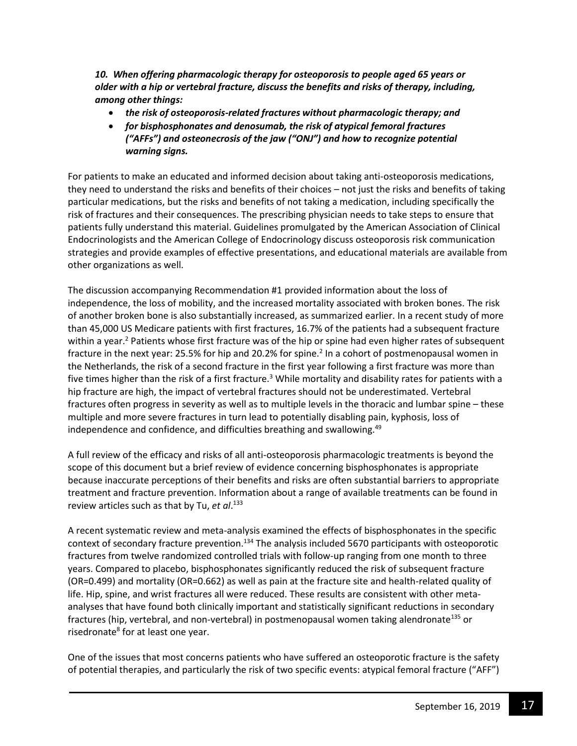***10. When offering pharmacologic therapy for osteoporosis to people aged 65 years or older with a hip or vertebral fracture, discuss the benefits and risks of therapy, including, among other things:***

- ***the risk of osteoporosis-related fractures without pharmacologic therapy; and***
- ***for bisphosphonates and denosumab, the risk of atypical femoral fractures ("AFFs") and osteonecrosis of the jaw ("ONJ") and how to recognize potential warning signs.***

For patients to make an educated and informed decision about taking anti-osteoporosis medications, they need to understand the risks and benefits of their choices – not just the risks and benefits of taking particular medications, but the risks and benefits of not taking a medication, including specifically the risk of fractures and their consequences. The prescribing physician needs to take steps to ensure that patients fully understand this material. Guidelines promulgated by the American Association of Clinical Endocrinologists and the American College of Endocrinology discuss osteoporosis risk communication strategies and provide examples of effective presentations, and educational materials are available from other organizations as well.

The discussion accompanying Recommendation #1 provided information about the loss of independence, the loss of mobility, and the increased mortality associated with broken bones. The risk of another broken bone is also substantially increased, as summarized earlier. In a recent study of more than 45,000 US Medicare patients with first fractures, 16.7% of the patients had a subsequent fracture within a year.[2] Patients whose first fracture was of the hip or spine had even higher rates of subsequent fracture in the next year: 25.5% for hip and 20.2% for spine.[2] In a cohort of postmenopausal women in the Netherlands, the risk of a second fracture in the first year following a first fracture was more than five times higher than the risk of a first fracture.[3] While mortality and disability rates for patients with a hip fracture are high, the impact of vertebral fractures should not be underestimated. Vertebral fractures often progress in severity as well as to multiple levels in the thoracic and lumbar spine – these multiple and more severe fractures in turn lead to potentially disabling pain, kyphosis, loss of independence and confidence, and difficulties breathing and swallowing.[49]

A full review of the efficacy and risks of all anti-osteoporosis pharmacologic treatments is beyond the scope of this document but a brief review of evidence concerning bisphosphonates is appropriate because inaccurate perceptions of their benefits and risks are often substantial barriers to appropriate treatment and fracture prevention. Information about a range of available treatments can be found in review articles such as that by Tu, *et al*.[133]

A recent systematic review and meta-analysis examined the effects of bisphosphonates in the specific context of secondary fracture prevention.[134] The analysis included 5670 participants with osteoporotic fractures from twelve randomized controlled trials with follow-up ranging from one month to three years. Compared to placebo, bisphosphonates significantly reduced the risk of subsequent fracture (OR=0.499) and mortality (OR=0.662) as well as pain at the fracture site and health-related quality of life. Hip, spine, and wrist fractures all were reduced. These results are consistent with other meta-analyses that have found both clinically important and statistically significant reductions in secondary fractures (hip, vertebral, and non-vertebral) in postmenopausal women taking alendronate[135] or risedronate[8] for at least one year.

One of the issues that most concerns patients who have suffered an osteoporotic fracture is the safety of potential therapies, and particularly the risk of two specific events: atypical femoral fracture ("AFF")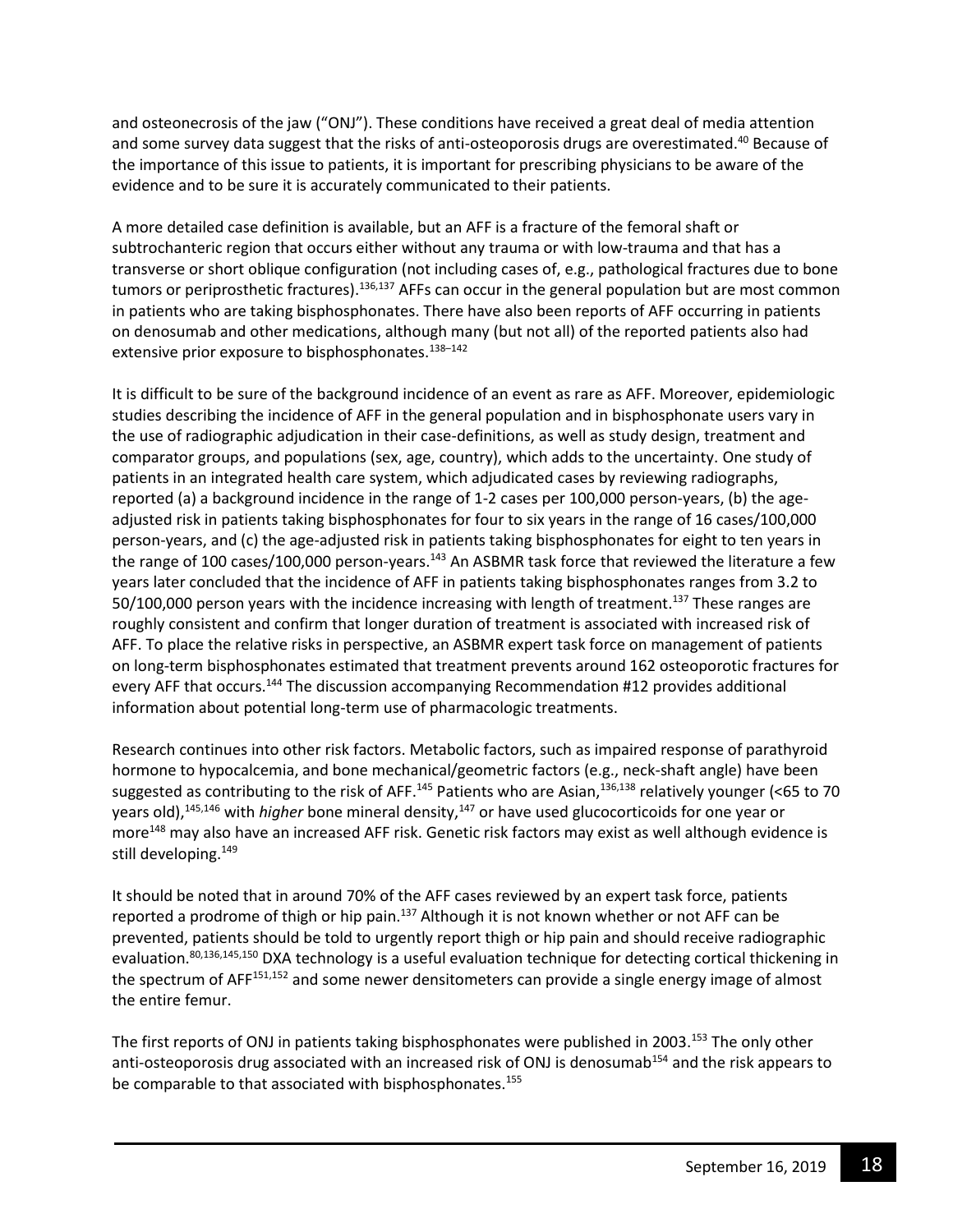and osteonecrosis of the jaw ("ONJ"). These conditions have received a great deal of media attention and some survey data suggest that the risks of anti-osteoporosis drugs are overestimated.[40] Because of the importance of this issue to patients, it is important for prescribing physicians to be aware of the evidence and to be sure it is accurately communicated to their patients.

A more detailed case definition is available, but an AFF is a fracture of the femoral shaft or subtrochanteric region that occurs either without any trauma or with low-trauma and that has a transverse or short oblique configuration (not including cases of, e.g., pathological fractures due to bone tumors or periprosthetic fractures).[136,137] AFFs can occur in the general population but are most common in patients who are taking bisphosphonates. There have also been reports of AFF occurring in patients on denosumab and other medications, although many (but not all) of the reported patients also had extensive prior exposure to bisphosphonates.[138–142]

It is difficult to be sure of the background incidence of an event as rare as AFF. Moreover, epidemiologic studies describing the incidence of AFF in the general population and in bisphosphonate users vary in the use of radiographic adjudication in their case-definitions, as well as study design, treatment and comparator groups, and populations (sex, age, country), which adds to the uncertainty. One study of patients in an integrated health care system, which adjudicated cases by reviewing radiographs, reported (a) a background incidence in the range of 1-2 cases per 100,000 person-years, (b) the age-adjusted risk in patients taking bisphosphonates for four to six years in the range of 16 cases/100,000 person-years, and (c) the age-adjusted risk in patients taking bisphosphonates for eight to ten years in the range of 100 cases/100,000 person-years.[143] An ASBMR task force that reviewed the literature a few years later concluded that the incidence of AFF in patients taking bisphosphonates ranges from 3.2 to 50/100,000 person years with the incidence increasing with length of treatment.[137] These ranges are roughly consistent and confirm that longer duration of treatment is associated with increased risk of AFF. To place the relative risks in perspective, an ASBMR expert task force on management of patients on long-term bisphosphonates estimated that treatment prevents around 162 osteoporotic fractures for every AFF that occurs.[144] The discussion accompanying Recommendation #12 provides additional information about potential long-term use of pharmacologic treatments.

Research continues into other risk factors. Metabolic factors, such as impaired response of parathyroid hormone to hypocalcemia, and bone mechanical/geometric factors (e.g., neck-shaft angle) have been suggested as contributing to the risk of AFF.[145] Patients who are Asian,[136,138] relatively younger (<65 to 70 years old),[145,146] with *higher* bone mineral density,[147] or have used glucocorticoids for one year or more[148] may also have an increased AFF risk. Genetic risk factors may exist as well although evidence is still developing.[149]

It should be noted that in around 70% of the AFF cases reviewed by an expert task force, patients reported a prodrome of thigh or hip pain.[137] Although it is not known whether or not AFF can be prevented, patients should be told to urgently report thigh or hip pain and should receive radiographic evaluation.[80,136,145,150] DXA technology is a useful evaluation technique for detecting cortical thickening in the spectrum of AFF[151,152] and some newer densitometers can provide a single energy image of almost the entire femur.

The first reports of ONJ in patients taking bisphosphonates were published in 2003.[153] The only other anti-osteoporosis drug associated with an increased risk of ONJ is denosumab[154] and the risk appears to be comparable to that associated with bisphosphonates.[155]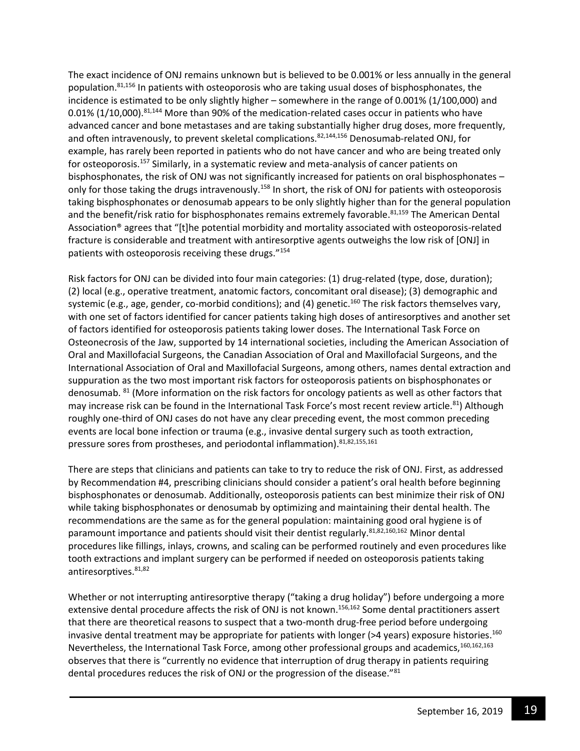The exact incidence of ONJ remains unknown but is believed to be 0.001% or less annually in the general population.[81,156] In patients with osteoporosis who are taking usual doses of bisphosphonates, the incidence is estimated to be only slightly higher – somewhere in the range of 0.001% (1/100,000) and 0.01% (1/10,000).[81,144] More than 90% of the medication-related cases occur in patients who have advanced cancer and bone metastases and are taking substantially higher drug doses, more frequently, and often intravenously, to prevent skeletal complications.[82,144,156] Denosumab-related ONJ, for example, has rarely been reported in patients who do not have cancer and who are being treated only for osteoporosis.[157] Similarly, in a systematic review and meta-analysis of cancer patients on bisphosphonates, the risk of ONJ was not significantly increased for patients on oral bisphosphonates – only for those taking the drugs intravenously.[158] In short, the risk of ONJ for patients with osteoporosis taking bisphosphonates or denosumab appears to be only slightly higher than for the general population and the benefit/risk ratio for bisphosphonates remains extremely favorable.[81,159] The American Dental Association® agrees that "[t]he potential morbidity and mortality associated with osteoporosis-related fracture is considerable and treatment with antiresorptive agents outweighs the low risk of [ONJ] in patients with osteoporosis receiving these drugs."[154]

Risk factors for ONJ can be divided into four main categories: (1) drug-related (type, dose, duration); (2) local (e.g., operative treatment, anatomic factors, concomitant oral disease); (3) demographic and systemic (e.g., age, gender, co-morbid conditions); and (4) genetic.[160] The risk factors themselves vary, with one set of factors identified for cancer patients taking high doses of antiresorptives and another set of factors identified for osteoporosis patients taking lower doses. The International Task Force on Osteonecrosis of the Jaw, supported by 14 international societies, including the American Association of Oral and Maxillofacial Surgeons, the Canadian Association of Oral and Maxillofacial Surgeons, and the International Association of Oral and Maxillofacial Surgeons, among others, names dental extraction and suppuration as the two most important risk factors for osteoporosis patients on bisphosphonates or denosumab. [81] (More information on the risk factors for oncology patients as well as other factors that may increase risk can be found in the International Task Force's most recent review article.[81]) Although roughly one-third of ONJ cases do not have any clear preceding event, the most common preceding events are local bone infection or trauma (e.g., invasive dental surgery such as tooth extraction, pressure sores from prostheses, and periodontal inflammation).[81,82,155,161]

There are steps that clinicians and patients can take to try to reduce the risk of ONJ. First, as addressed by Recommendation #4, prescribing clinicians should consider a patient's oral health before beginning bisphosphonates or denosumab. Additionally, osteoporosis patients can best minimize their risk of ONJ while taking bisphosphonates or denosumab by optimizing and maintaining their dental health. The recommendations are the same as for the general population: maintaining good oral hygiene is of paramount importance and patients should visit their dentist regularly.[81,82,160,162] Minor dental procedures like fillings, inlays, crowns, and scaling can be performed routinely and even procedures like tooth extractions and implant surgery can be performed if needed on osteoporosis patients taking antiresorptives.[81,82]

Whether or not interrupting antiresorptive therapy ("taking a drug holiday") before undergoing a more extensive dental procedure affects the risk of ONJ is not known.[156,162] Some dental practitioners assert that there are theoretical reasons to suspect that a two-month drug-free period before undergoing invasive dental treatment may be appropriate for patients with longer (>4 years) exposure histories.[160] Nevertheless, the International Task Force, among other professional groups and academics,[160,162,163] observes that there is "currently no evidence that interruption of drug therapy in patients requiring dental procedures reduces the risk of ONJ or the progression of the disease."[81]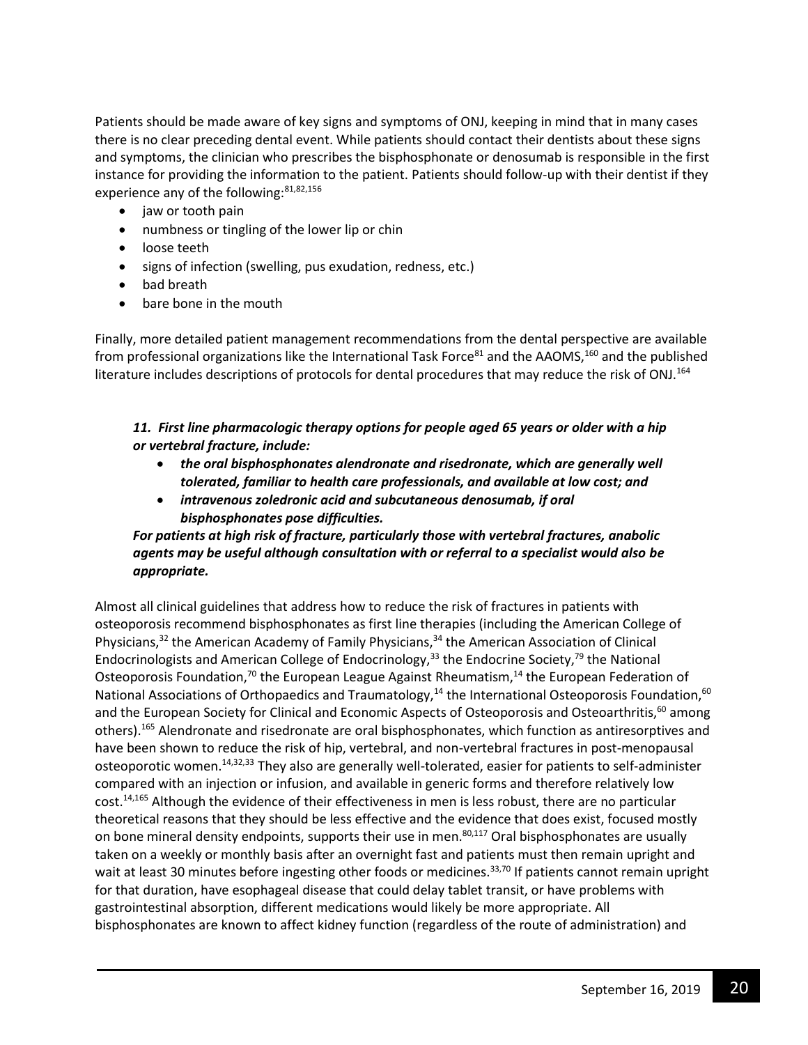Patients should be made aware of key signs and symptoms of ONJ, keeping in mind that in many cases there is no clear preceding dental event. While patients should contact their dentists about these signs and symptoms, the clinician who prescribes the bisphosphonate or denosumab is responsible in the first instance for providing the information to the patient. Patients should follow-up with their dentist if they experience any of the following:[81,82,156]

- jaw or tooth pain
- numbness or tingling of the lower lip or chin
- loose teeth
- signs of infection (swelling, pus exudation, redness, etc.)
- bad breath
- bare bone in the mouth

Finally, more detailed patient management recommendations from the dental perspective are available from professional organizations like the International Task Force[81] and the AAOMS,[160] and the published literature includes descriptions of protocols for dental procedures that may reduce the risk of ONJ.[164]

***11. First line pharmacologic therapy options for people aged 65 years or older with a hip or vertebral fracture, include:***

- ***the oral bisphosphonates alendronate and risedronate, which are generally well tolerated, familiar to health care professionals, and available at low cost; and***
- ***intravenous zoledronic acid and subcutaneous denosumab, if oral bisphosphonates pose difficulties.***

***For patients at high risk of fracture, particularly those with vertebral fractures, anabolic agents may be useful although consultation with or referral to a specialist would also be appropriate.***

Almost all clinical guidelines that address how to reduce the risk of fractures in patients with osteoporosis recommend bisphosphonates as first line therapies (including the American College of Physicians,[32] the American Academy of Family Physicians,[34] the American Association of Clinical Endocrinologists and American College of Endocrinology,[33] the Endocrine Society,[79] the National Osteoporosis Foundation,[70] the European League Against Rheumatism,[14] the European Federation of National Associations of Orthopaedics and Traumatology,[14] the International Osteoporosis Foundation,[60] and the European Society for Clinical and Economic Aspects of Osteoporosis and Osteoarthritis,[60] among others).[165] Alendronate and risedronate are oral bisphosphonates, which function as antiresorptives and have been shown to reduce the risk of hip, vertebral, and non-vertebral fractures in post-menopausal osteoporotic women.[14,32,33] They also are generally well-tolerated, easier for patients to self-administer compared with an injection or infusion, and available in generic forms and therefore relatively low cost.[14,165] Although the evidence of their effectiveness in men is less robust, there are no particular theoretical reasons that they should be less effective and the evidence that does exist, focused mostly on bone mineral density endpoints, supports their use in men.[80,117] Oral bisphosphonates are usually taken on a weekly or monthly basis after an overnight fast and patients must then remain upright and wait at least 30 minutes before ingesting other foods or medicines.[33,70] If patients cannot remain upright for that duration, have esophageal disease that could delay tablet transit, or have problems with gastrointestinal absorption, different medications would likely be more appropriate. All bisphosphonates are known to affect kidney function (regardless of the route of administration) and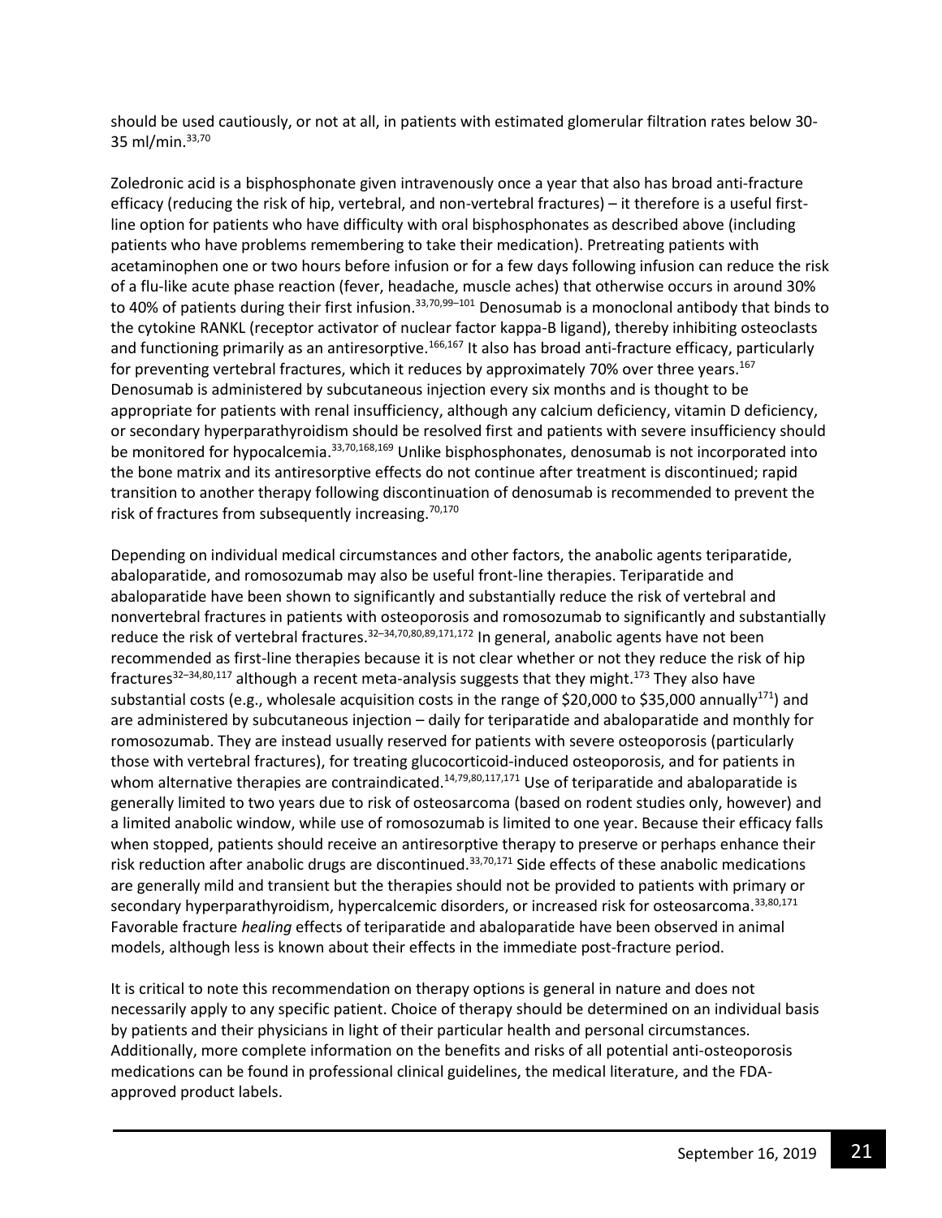should be used cautiously, or not at all, in patients with estimated glomerular filtration rates below 30-35 ml/min.[33,70]

Zoledronic acid is a bisphosphonate given intravenously once a year that also has broad anti-fracture efficacy (reducing the risk of hip, vertebral, and non-vertebral fractures) – it therefore is a useful first-line option for patients who have difficulty with oral bisphosphonates as described above (including patients who have problems remembering to take their medication). Pretreating patients with acetaminophen one or two hours before infusion or for a few days following infusion can reduce the risk of a flu-like acute phase reaction (fever, headache, muscle aches) that otherwise occurs in around 30% to 40% of patients during their first infusion.[33,70,99–101] Denosumab is a monoclonal antibody that binds to the cytokine RANKL (receptor activator of nuclear factor kappa-B ligand), thereby inhibiting osteoclasts and functioning primarily as an antiresorptive.[166,167] It also has broad anti-fracture efficacy, particularly for preventing vertebral fractures, which it reduces by approximately 70% over three years.[167] Denosumab is administered by subcutaneous injection every six months and is thought to be appropriate for patients with renal insufficiency, although any calcium deficiency, vitamin D deficiency, or secondary hyperparathyroidism should be resolved first and patients with severe insufficiency should be monitored for hypocalcemia.[33,70,168,169] Unlike bisphosphonates, denosumab is not incorporated into the bone matrix and its antiresorptive effects do not continue after treatment is discontinued; rapid transition to another therapy following discontinuation of denosumab is recommended to prevent the risk of fractures from subsequently increasing.[70,170]

Depending on individual medical circumstances and other factors, the anabolic agents teriparatide, abaloparatide, and romosozumab may also be useful front-line therapies. Teriparatide and abaloparatide have been shown to significantly and substantially reduce the risk of vertebral and nonvertebral fractures in patients with osteoporosis and romosozumab to significantly and substantially reduce the risk of vertebral fractures.[32–34,70,80,89,171,172] In general, anabolic agents have not been recommended as first-line therapies because it is not clear whether or not they reduce the risk of hip fractures[32–34,80,117] although a recent meta-analysis suggests that they might.[173] They also have substantial costs (e.g., wholesale acquisition costs in the range of $20,000 to $35,000 annually[171]) and are administered by subcutaneous injection – daily for teriparatide and abaloparatide and monthly for romosozumab. They are instead usually reserved for patients with severe osteoporosis (particularly those with vertebral fractures), for treating glucocorticoid-induced osteoporosis, and for patients in whom alternative therapies are contraindicated.[14,79,80,117,171] Use of teriparatide and abaloparatide is generally limited to two years due to risk of osteosarcoma (based on rodent studies only, however) and a limited anabolic window, while use of romosozumab is limited to one year. Because their efficacy falls when stopped, patients should receive an antiresorptive therapy to preserve or perhaps enhance their risk reduction after anabolic drugs are discontinued.[33,70,171] Side effects of these anabolic medications are generally mild and transient but the therapies should not be provided to patients with primary or secondary hyperparathyroidism, hypercalcemic disorders, or increased risk for osteosarcoma.[33,80,171] Favorable fracture *healing* effects of teriparatide and abaloparatide have been observed in animal models, although less is known about their effects in the immediate post-fracture period.

It is critical to note this recommendation on therapy options is general in nature and does not necessarily apply to any specific patient. Choice of therapy should be determined on an individual basis by patients and their physicians in light of their particular health and personal circumstances. Additionally, more complete information on the benefits and risks of all potential anti-osteoporosis medications can be found in professional clinical guidelines, the medical literature, and the FDA-approved product labels.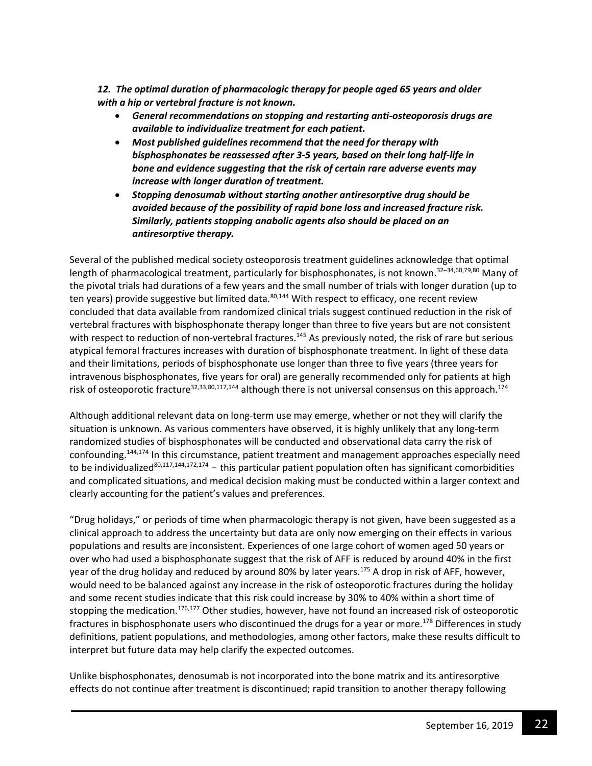***12. The optimal duration of pharmacologic therapy for people aged 65 years and older with a hip or vertebral fracture is not known.***

- ***General recommendations on stopping and restarting anti-osteoporosis drugs are available to individualize treatment for each patient.***
- ***Most published guidelines recommend that the need for therapy with bisphosphonates be reassessed after 3-5 years, based on their long half-life in bone and evidence suggesting that the risk of certain rare adverse events may increase with longer duration of treatment.***
- ***Stopping denosumab without starting another antiresorptive drug should be avoided because of the possibility of rapid bone loss and increased fracture risk. Similarly, patients stopping anabolic agents also should be placed on an antiresorptive therapy.***

Several of the published medical society osteoporosis treatment guidelines acknowledge that optimal length of pharmacological treatment, particularly for bisphosphonates, is not known.[32–34,60,79,80] Many of the pivotal trials had durations of a few years and the small number of trials with longer duration (up to ten years) provide suggestive but limited data.[80,144] With respect to efficacy, one recent review concluded that data available from randomized clinical trials suggest continued reduction in the risk of vertebral fractures with bisphosphonate therapy longer than three to five years but are not consistent with respect to reduction of non-vertebral fractures.[145] As previously noted, the risk of rare but serious atypical femoral fractures increases with duration of bisphosphonate treatment. In light of these data and their limitations, periods of bisphosphonate use longer than three to five years (three years for intravenous bisphosphonates, five years for oral) are generally recommended only for patients at high risk of osteoporotic fracture[32,33,80,117,144] although there is not universal consensus on this approach.[174]

Although additional relevant data on long-term use may emerge, whether or not they will clarify the situation is unknown. As various commenters have observed, it is highly unlikely that any long-term randomized studies of bisphosphonates will be conducted and observational data carry the risk of confounding.[144,174] In this circumstance, patient treatment and management approaches especially need to be individualized[80,117,144,172,174] – this particular patient population often has significant comorbidities and complicated situations, and medical decision making must be conducted within a larger context and clearly accounting for the patient's values and preferences.

"Drug holidays," or periods of time when pharmacologic therapy is not given, have been suggested as a clinical approach to address the uncertainty but data are only now emerging on their effects in various populations and results are inconsistent. Experiences of one large cohort of women aged 50 years or over who had used a bisphosphonate suggest that the risk of AFF is reduced by around 40% in the first year of the drug holiday and reduced by around 80% by later years.[175] A drop in risk of AFF, however, would need to be balanced against any increase in the risk of osteoporotic fractures during the holiday and some recent studies indicate that this risk could increase by 30% to 40% within a short time of stopping the medication.[176,177] Other studies, however, have not found an increased risk of osteoporotic fractures in bisphosphonate users who discontinued the drugs for a year or more.[178] Differences in study definitions, patient populations, and methodologies, among other factors, make these results difficult to interpret but future data may help clarify the expected outcomes.

Unlike bisphosphonates, denosumab is not incorporated into the bone matrix and its antiresorptive effects do not continue after treatment is discontinued; rapid transition to another therapy following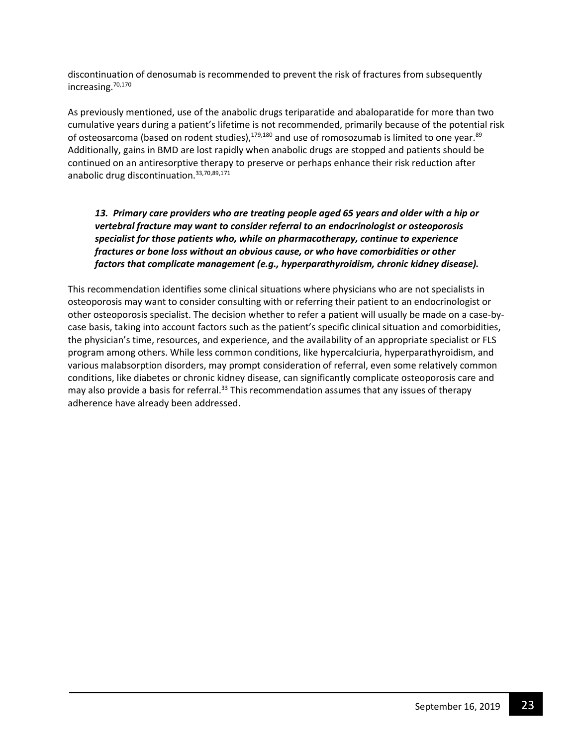discontinuation of denosumab is recommended to prevent the risk of fractures from subsequently increasing.[70,170]

As previously mentioned, use of the anabolic drugs teriparatide and abaloparatide for more than two cumulative years during a patient's lifetime is not recommended, primarily because of the potential risk of osteosarcoma (based on rodent studies),[179,180] and use of romosozumab is limited to one year.[89] Additionally, gains in BMD are lost rapidly when anabolic drugs are stopped and patients should be continued on an antiresorptive therapy to preserve or perhaps enhance their risk reduction after anabolic drug discontinuation.[33,70,89,171]

***13. Primary care providers who are treating people aged 65 years and older with a hip or vertebral fracture may want to consider referral to an endocrinologist or osteoporosis specialist for those patients who, while on pharmacotherapy, continue to experience fractures or bone loss without an obvious cause, or who have comorbidities or other factors that complicate management (e.g., hyperparathyroidism, chronic kidney disease).***

This recommendation identifies some clinical situations where physicians who are not specialists in osteoporosis may want to consider consulting with or referring their patient to an endocrinologist or other osteoporosis specialist. The decision whether to refer a patient will usually be made on a case-by-case basis, taking into account factors such as the patient's specific clinical situation and comorbidities, the physician's time, resources, and experience, and the availability of an appropriate specialist or FLS program among others. While less common conditions, like hypercalciuria, hyperparathyroidism, and various malabsorption disorders, may prompt consideration of referral, even some relatively common conditions, like diabetes or chronic kidney disease, can significantly complicate osteoporosis care and may also provide a basis for referral.[33] This recommendation assumes that any issues of therapy adherence have already been addressed.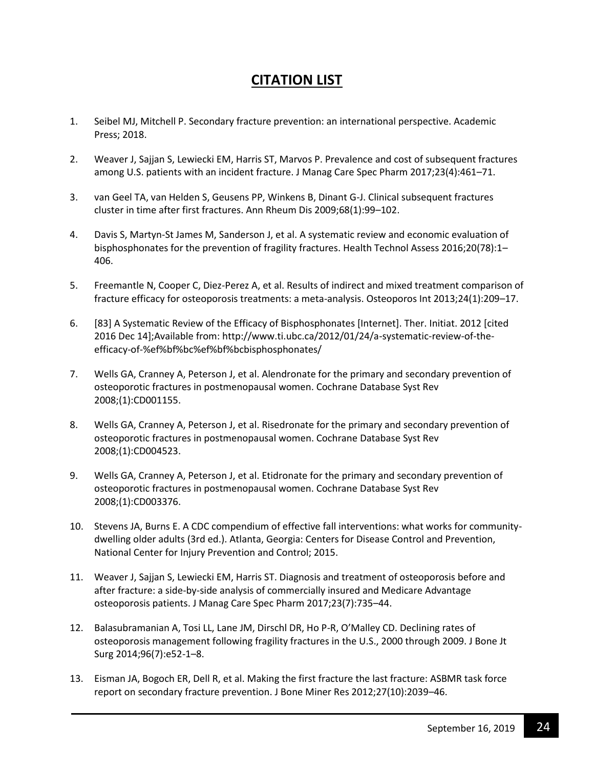# CITATION LIST

1. Seibel MJ, Mitchell P. Secondary fracture prevention: an international perspective. Academic Press; 2018.

2. Weaver J, Sajjan S, Lewiecki EM, Harris ST, Marvos P. Prevalence and cost of subsequent fractures among U.S. patients with an incident fracture. J Manag Care Spec Pharm 2017;23(4):461–71.

3. van Geel TA, van Helden S, Geusens PP, Winkens B, Dinant G-J. Clinical subsequent fractures cluster in time after first fractures. Ann Rheum Dis 2009;68(1):99–102.

4. Davis S, Martyn-St James M, Sanderson J, et al. A systematic review and economic evaluation of bisphosphonates for the prevention of fragility fractures. Health Technol Assess 2016;20(78):1–406.

5. Freemantle N, Cooper C, Diez-Perez A, et al. Results of indirect and mixed treatment comparison of fracture efficacy for osteoporosis treatments: a meta-analysis. Osteoporos Int 2013;24(1):209–17.

6. [83] A Systematic Review of the Efficacy of Bisphosphonates [Internet]. Ther. Initiat. 2012 [cited 2016 Dec 14];Available from: http://www.ti.ubc.ca/2012/01/24/a-systematic-review-of-the-efficacy-of-%ef%bf%bc%ef%bf%bcbisphosphonates/

7. Wells GA, Cranney A, Peterson J, et al. Alendronate for the primary and secondary prevention of osteoporotic fractures in postmenopausal women. Cochrane Database Syst Rev 2008;(1):CD001155.

8. Wells GA, Cranney A, Peterson J, et al. Risedronate for the primary and secondary prevention of osteoporotic fractures in postmenopausal women. Cochrane Database Syst Rev 2008;(1):CD004523.

9. Wells GA, Cranney A, Peterson J, et al. Etidronate for the primary and secondary prevention of osteoporotic fractures in postmenopausal women. Cochrane Database Syst Rev 2008;(1):CD003376.

10. Stevens JA, Burns E. A CDC compendium of effective fall interventions: what works for community-dwelling older adults (3rd ed.). Atlanta, Georgia: Centers for Disease Control and Prevention, National Center for Injury Prevention and Control; 2015.

11. Weaver J, Sajjan S, Lewiecki EM, Harris ST. Diagnosis and treatment of osteoporosis before and after fracture: a side-by-side analysis of commercially insured and Medicare Advantage osteoporosis patients. J Manag Care Spec Pharm 2017;23(7):735–44.

12. Balasubramanian A, Tosi LL, Lane JM, Dirschl DR, Ho P-R, O'Malley CD. Declining rates of osteoporosis management following fragility fractures in the U.S., 2000 through 2009. J Bone Jt Surg 2014;96(7):e52-1–8.

13. Eisman JA, Bogoch ER, Dell R, et al. Making the first fracture the last fracture: ASBMR task force report on secondary fracture prevention. J Bone Miner Res 2012;27(10):2039–46.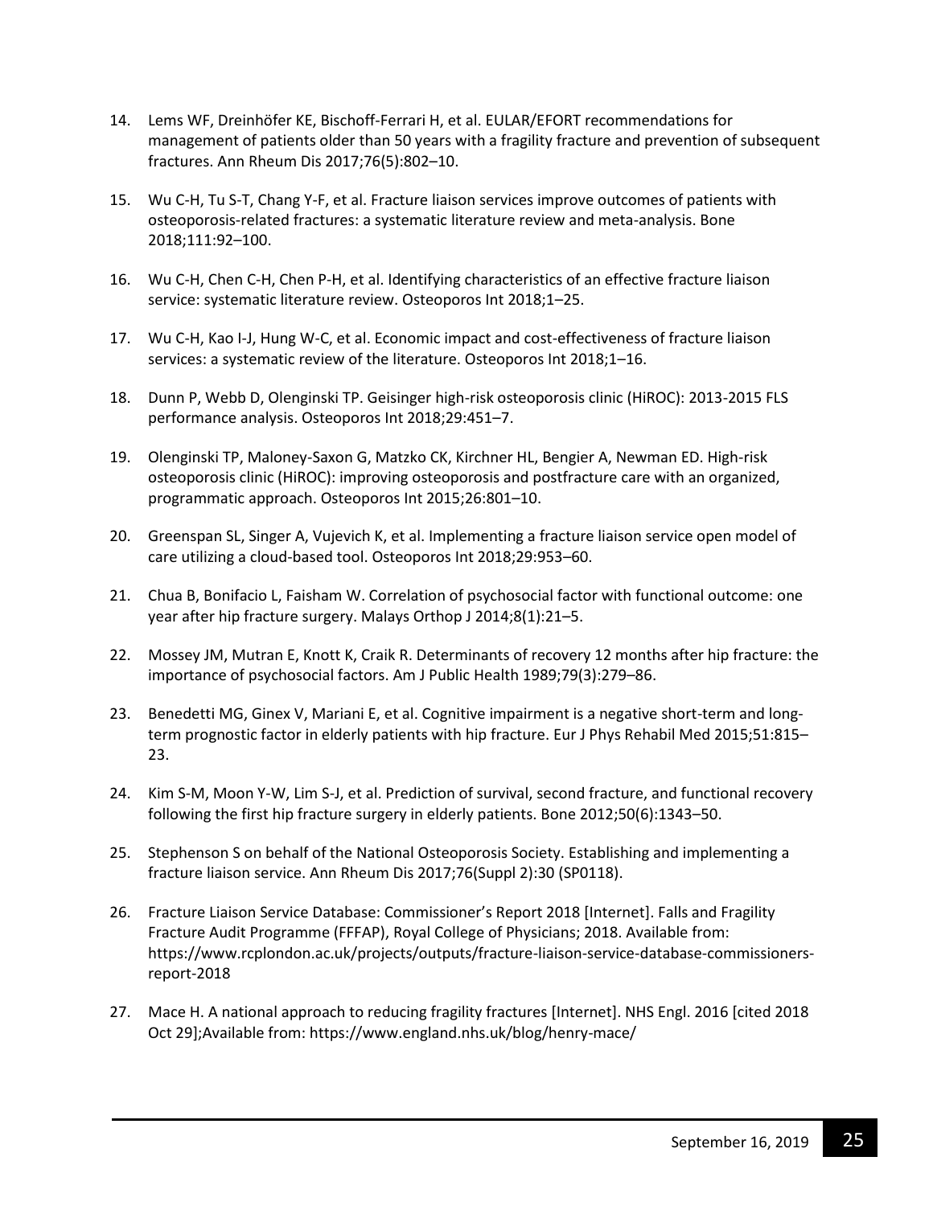14. Lems WF, Dreinhöfer KE, Bischoff-Ferrari H, et al. EULAR/EFORT recommendations for management of patients older than 50 years with a fragility fracture and prevention of subsequent fractures. Ann Rheum Dis 2017;76(5):802–10.

15. Wu C-H, Tu S-T, Chang Y-F, et al. Fracture liaison services improve outcomes of patients with osteoporosis-related fractures: a systematic literature review and meta-analysis. Bone 2018;111:92–100.

16. Wu C-H, Chen C-H, Chen P-H, et al. Identifying characteristics of an effective fracture liaison service: systematic literature review. Osteoporos Int 2018;1–25.

17. Wu C-H, Kao I-J, Hung W-C, et al. Economic impact and cost-effectiveness of fracture liaison services: a systematic review of the literature. Osteoporos Int 2018;1–16.

18. Dunn P, Webb D, Olenginski TP. Geisinger high-risk osteoporosis clinic (HiROC): 2013-2015 FLS performance analysis. Osteoporos Int 2018;29:451–7.

19. Olenginski TP, Maloney-Saxon G, Matzko CK, Kirchner HL, Bengier A, Newman ED. High-risk osteoporosis clinic (HiROC): improving osteoporosis and postfracture care with an organized, programmatic approach. Osteoporos Int 2015;26:801–10.

20. Greenspan SL, Singer A, Vujevich K, et al. Implementing a fracture liaison service open model of care utilizing a cloud-based tool. Osteoporos Int 2018;29:953–60.

21. Chua B, Bonifacio L, Faisham W. Correlation of psychosocial factor with functional outcome: one year after hip fracture surgery. Malays Orthop J 2014;8(1):21–5.

22. Mossey JM, Mutran E, Knott K, Craik R. Determinants of recovery 12 months after hip fracture: the importance of psychosocial factors. Am J Public Health 1989;79(3):279–86.

23. Benedetti MG, Ginex V, Mariani E, et al. Cognitive impairment is a negative short-term and long-term prognostic factor in elderly patients with hip fracture. Eur J Phys Rehabil Med 2015;51:815–23.

24. Kim S-M, Moon Y-W, Lim S-J, et al. Prediction of survival, second fracture, and functional recovery following the first hip fracture surgery in elderly patients. Bone 2012;50(6):1343–50.

25. Stephenson S on behalf of the National Osteoporosis Society. Establishing and implementing a fracture liaison service. Ann Rheum Dis 2017;76(Suppl 2):30 (SP0118).

26. Fracture Liaison Service Database: Commissioner's Report 2018 [Internet]. Falls and Fragility Fracture Audit Programme (FFFAP), Royal College of Physicians; 2018. Available from: https://www.rcplondon.ac.uk/projects/outputs/fracture-liaison-service-database-commissioners-report-2018

27. Mace H. A national approach to reducing fragility fractures [Internet]. NHS Engl. 2016 [cited 2018 Oct 29];Available from: https://www.england.nhs.uk/blog/henry-mace/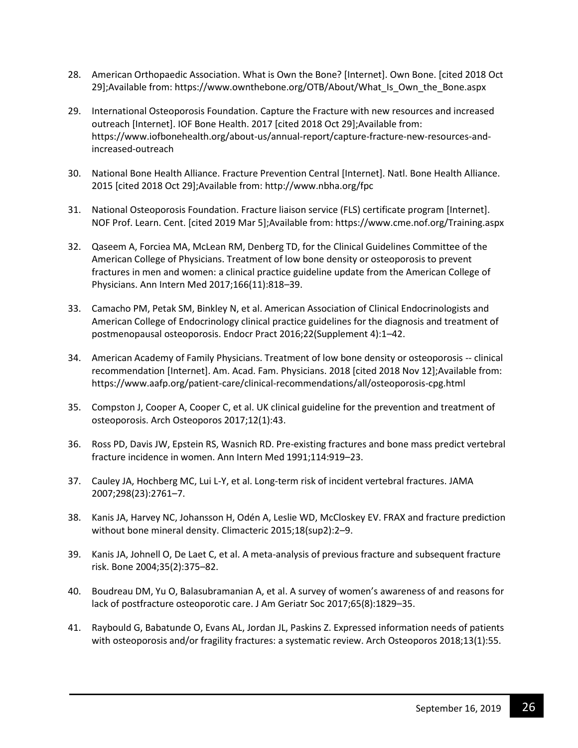28. American Orthopaedic Association. What is Own the Bone? [Internet]. Own Bone. [cited 2018 Oct 29];Available from: https://www.ownthebone.org/OTB/About/What_Is_Own_the_Bone.aspx

29. International Osteoporosis Foundation. Capture the Fracture with new resources and increased outreach [Internet]. IOF Bone Health. 2017 [cited 2018 Oct 29];Available from: https://www.iofbonehealth.org/about-us/annual-report/capture-fracture-new-resources-and-increased-outreach

30. National Bone Health Alliance. Fracture Prevention Central [Internet]. Natl. Bone Health Alliance. 2015 [cited 2018 Oct 29];Available from: http://www.nbha.org/fpc

31. National Osteoporosis Foundation. Fracture liaison service (FLS) certificate program [Internet]. NOF Prof. Learn. Cent. [cited 2019 Mar 5];Available from: https://www.cme.nof.org/Training.aspx

32. Qaseem A, Forciea MA, McLean RM, Denberg TD, for the Clinical Guidelines Committee of the American College of Physicians. Treatment of low bone density or osteoporosis to prevent fractures in men and women: a clinical practice guideline update from the American College of Physicians. Ann Intern Med 2017;166(11):818–39.

33. Camacho PM, Petak SM, Binkley N, et al. American Association of Clinical Endocrinologists and American College of Endocrinology clinical practice guidelines for the diagnosis and treatment of postmenopausal osteoporosis. Endocr Pract 2016;22(Supplement 4):1–42.

34. American Academy of Family Physicians. Treatment of low bone density or osteoporosis -- clinical recommendation [Internet]. Am. Acad. Fam. Physicians. 2018 [cited 2018 Nov 12];Available from: https://www.aafp.org/patient-care/clinical-recommendations/all/osteoporosis-cpg.html

35. Compston J, Cooper A, Cooper C, et al. UK clinical guideline for the prevention and treatment of osteoporosis. Arch Osteoporos 2017;12(1):43.

36. Ross PD, Davis JW, Epstein RS, Wasnich RD. Pre-existing fractures and bone mass predict vertebral fracture incidence in women. Ann Intern Med 1991;114:919–23.

37. Cauley JA, Hochberg MC, Lui L-Y, et al. Long-term risk of incident vertebral fractures. JAMA 2007;298(23):2761–7.

38. Kanis JA, Harvey NC, Johansson H, Odén A, Leslie WD, McCloskey EV. FRAX and fracture prediction without bone mineral density. Climacteric 2015;18(sup2):2–9.

39. Kanis JA, Johnell O, De Laet C, et al. A meta-analysis of previous fracture and subsequent fracture risk. Bone 2004;35(2):375–82.

40. Boudreau DM, Yu O, Balasubramanian A, et al. A survey of women's awareness of and reasons for lack of postfracture osteoporotic care. J Am Geriatr Soc 2017;65(8):1829–35.

41. Raybould G, Babatunde O, Evans AL, Jordan JL, Paskins Z. Expressed information needs of patients with osteoporosis and/or fragility fractures: a systematic review. Arch Osteoporos 2018;13(1):55.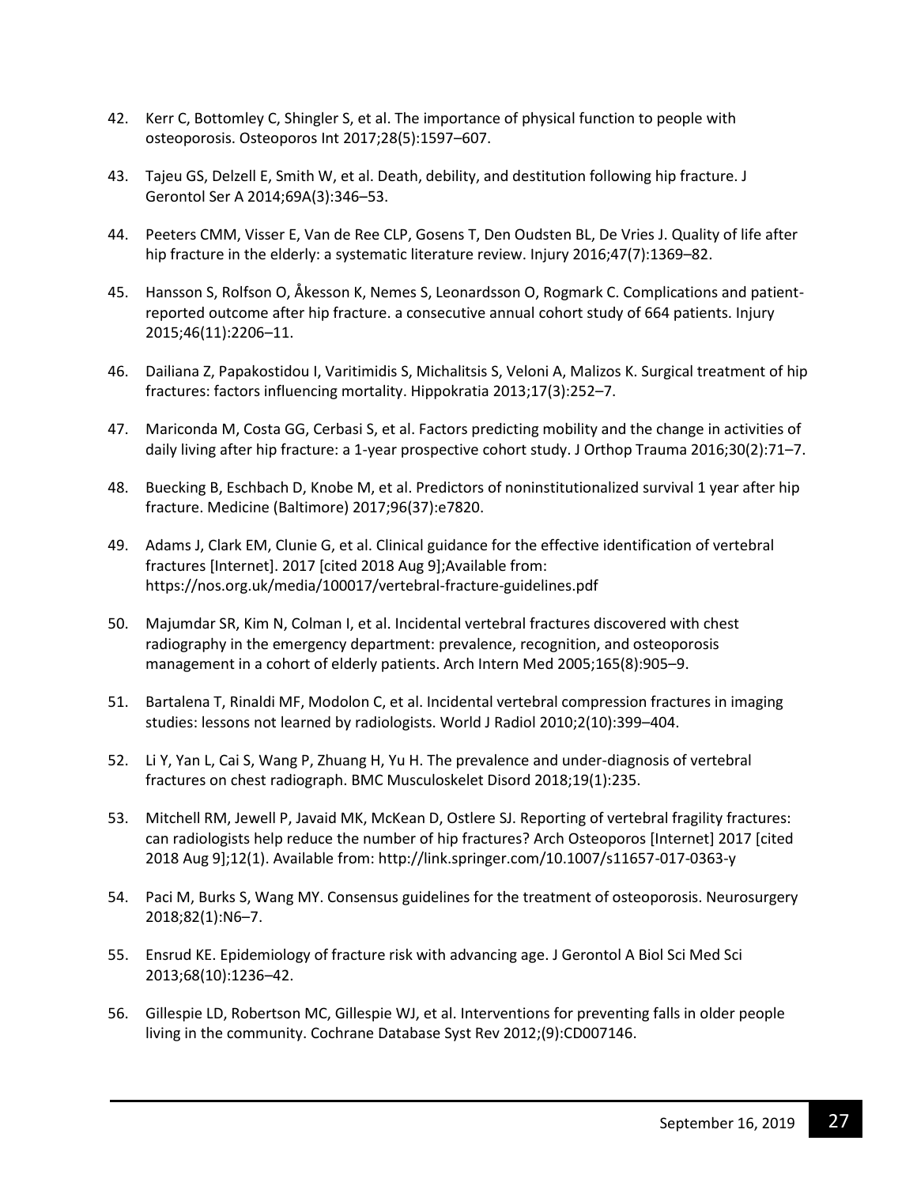42. Kerr C, Bottomley C, Shingler S, et al. The importance of physical function to people with osteoporosis. Osteoporos Int 2017;28(5):1597–607.

43. Tajeu GS, Delzell E, Smith W, et al. Death, debility, and destitution following hip fracture. J Gerontol Ser A 2014;69A(3):346–53.

44. Peeters CMM, Visser E, Van de Ree CLP, Gosens T, Den Oudsten BL, De Vries J. Quality of life after hip fracture in the elderly: a systematic literature review. Injury 2016;47(7):1369–82.

45. Hansson S, Rolfson O, Åkesson K, Nemes S, Leonardsson O, Rogmark C. Complications and patient-reported outcome after hip fracture. a consecutive annual cohort study of 664 patients. Injury 2015;46(11):2206–11.

46. Dailiana Z, Papakostidou I, Varitimidis S, Michalitsis S, Veloni A, Malizos K. Surgical treatment of hip fractures: factors influencing mortality. Hippokratia 2013;17(3):252–7.

47. Mariconda M, Costa GG, Cerbasi S, et al. Factors predicting mobility and the change in activities of daily living after hip fracture: a 1-year prospective cohort study. J Orthop Trauma 2016;30(2):71–7.

48. Buecking B, Eschbach D, Knobe M, et al. Predictors of noninstitutionalized survival 1 year after hip fracture. Medicine (Baltimore) 2017;96(37):e7820.

49. Adams J, Clark EM, Clunie G, et al. Clinical guidance for the effective identification of vertebral fractures [Internet]. 2017 [cited 2018 Aug 9];Available from: https://nos.org.uk/media/100017/vertebral-fracture-guidelines.pdf

50. Majumdar SR, Kim N, Colman I, et al. Incidental vertebral fractures discovered with chest radiography in the emergency department: prevalence, recognition, and osteoporosis management in a cohort of elderly patients. Arch Intern Med 2005;165(8):905–9.

51. Bartalena T, Rinaldi MF, Modolon C, et al. Incidental vertebral compression fractures in imaging studies: lessons not learned by radiologists. World J Radiol 2010;2(10):399–404.

52. Li Y, Yan L, Cai S, Wang P, Zhuang H, Yu H. The prevalence and under-diagnosis of vertebral fractures on chest radiograph. BMC Musculoskelet Disord 2018;19(1):235.

53. Mitchell RM, Jewell P, Javaid MK, McKean D, Ostlere SJ. Reporting of vertebral fragility fractures: can radiologists help reduce the number of hip fractures? Arch Osteoporos [Internet] 2017 [cited 2018 Aug 9];12(1). Available from: http://link.springer.com/10.1007/s11657-017-0363-y

54. Paci M, Burks S, Wang MY. Consensus guidelines for the treatment of osteoporosis. Neurosurgery 2018;82(1):N6–7.

55. Ensrud KE. Epidemiology of fracture risk with advancing age. J Gerontol A Biol Sci Med Sci 2013;68(10):1236–42.

56. Gillespie LD, Robertson MC, Gillespie WJ, et al. Interventions for preventing falls in older people living in the community. Cochrane Database Syst Rev 2012;(9):CD007146.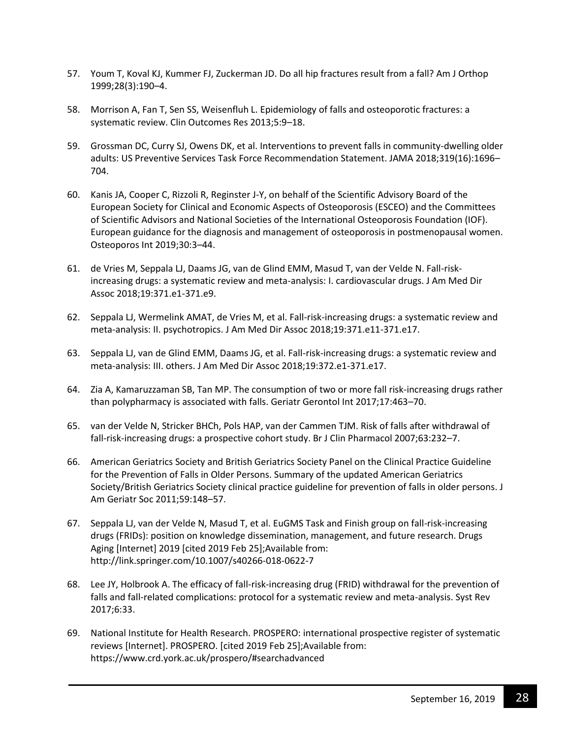57. Youm T, Koval KJ, Kummer FJ, Zuckerman JD. Do all hip fractures result from a fall? Am J Orthop 1999;28(3):190–4.

58. Morrison A, Fan T, Sen SS, Weisenfluh L. Epidemiology of falls and osteoporotic fractures: a systematic review. Clin Outcomes Res 2013;5:9–18.

59. Grossman DC, Curry SJ, Owens DK, et al. Interventions to prevent falls in community-dwelling older adults: US Preventive Services Task Force Recommendation Statement. JAMA 2018;319(16):1696–704.

60. Kanis JA, Cooper C, Rizzoli R, Reginster J-Y, on behalf of the Scientific Advisory Board of the European Society for Clinical and Economic Aspects of Osteoporosis (ESCEO) and the Committees of Scientific Advisors and National Societies of the International Osteoporosis Foundation (IOF). European guidance for the diagnosis and management of osteoporosis in postmenopausal women. Osteoporos Int 2019;30:3–44.

61. de Vries M, Seppala LJ, Daams JG, van de Glind EMM, Masud T, van der Velde N. Fall-risk-increasing drugs: a systematic review and meta-analysis: I. cardiovascular drugs. J Am Med Dir Assoc 2018;19:371.e1-371.e9.

62. Seppala LJ, Wermelink AMAT, de Vries M, et al. Fall-risk-increasing drugs: a systematic review and meta-analysis: II. psychotropics. J Am Med Dir Assoc 2018;19:371.e11-371.e17.

63. Seppala LJ, van de Glind EMM, Daams JG, et al. Fall-risk-increasing drugs: a systematic review and meta-analysis: III. others. J Am Med Dir Assoc 2018;19:372.e1-371.e17.

64. Zia A, Kamaruzzaman SB, Tan MP. The consumption of two or more fall risk-increasing drugs rather than polypharmacy is associated with falls. Geriatr Gerontol Int 2017;17:463–70.

65. van der Velde N, Stricker BHCh, Pols HAP, van der Cammen TJM. Risk of falls after withdrawal of fall-risk-increasing drugs: a prospective cohort study. Br J Clin Pharmacol 2007;63:232–7.

66. American Geriatrics Society and British Geriatrics Society Panel on the Clinical Practice Guideline for the Prevention of Falls in Older Persons. Summary of the updated American Geriatrics Society/British Geriatrics Society clinical practice guideline for prevention of falls in older persons. J Am Geriatr Soc 2011;59:148–57.

67. Seppala LJ, van der Velde N, Masud T, et al. EuGMS Task and Finish group on fall-risk-increasing drugs (FRIDs): position on knowledge dissemination, management, and future research. Drugs Aging [Internet] 2019 [cited 2019 Feb 25];Available from: http://link.springer.com/10.1007/s40266-018-0622-7

68. Lee JY, Holbrook A. The efficacy of fall-risk-increasing drug (FRID) withdrawal for the prevention of falls and fall-related complications: protocol for a systematic review and meta-analysis. Syst Rev 2017;6:33.

69. National Institute for Health Research. PROSPERO: international prospective register of systematic reviews [Internet]. PROSPERO. [cited 2019 Feb 25];Available from: https://www.crd.york.ac.uk/prospero/#searchadvanced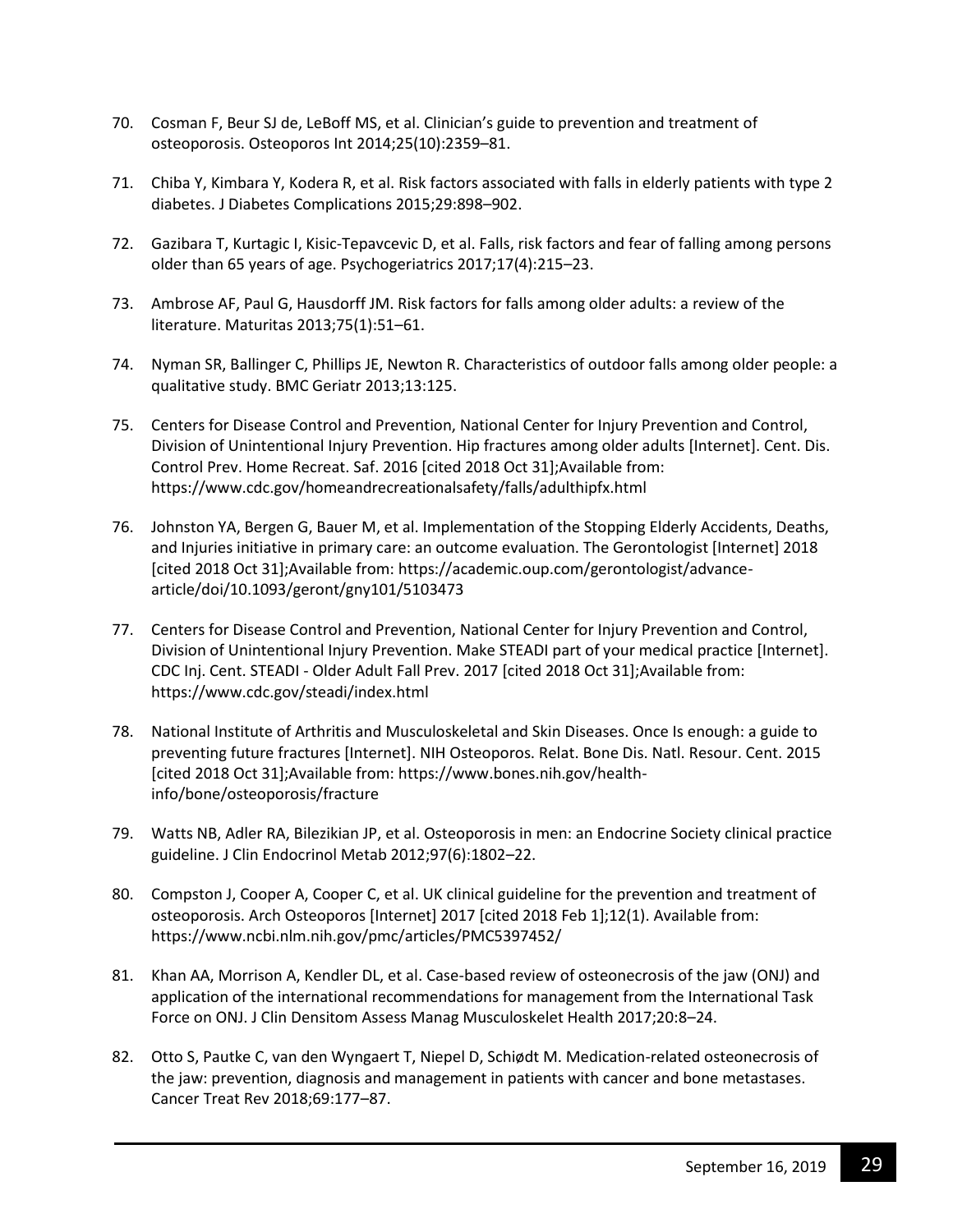70. Cosman F, Beur SJ de, LeBoff MS, et al. Clinician's guide to prevention and treatment of osteoporosis. Osteoporos Int 2014;25(10):2359–81.

71. Chiba Y, Kimbara Y, Kodera R, et al. Risk factors associated with falls in elderly patients with type 2 diabetes. J Diabetes Complications 2015;29:898–902.

72. Gazibara T, Kurtagic I, Kisic-Tepavcevic D, et al. Falls, risk factors and fear of falling among persons older than 65 years of age. Psychogeriatrics 2017;17(4):215–23.

73. Ambrose AF, Paul G, Hausdorff JM. Risk factors for falls among older adults: a review of the literature. Maturitas 2013;75(1):51–61.

74. Nyman SR, Ballinger C, Phillips JE, Newton R. Characteristics of outdoor falls among older people: a qualitative study. BMC Geriatr 2013;13:125.

75. Centers for Disease Control and Prevention, National Center for Injury Prevention and Control, Division of Unintentional Injury Prevention. Hip fractures among older adults [Internet]. Cent. Dis. Control Prev. Home Recreat. Saf. 2016 [cited 2018 Oct 31];Available from: https://www.cdc.gov/homeandrecreationalsafety/falls/adulthipfx.html

76. Johnston YA, Bergen G, Bauer M, et al. Implementation of the Stopping Elderly Accidents, Deaths, and Injuries initiative in primary care: an outcome evaluation. The Gerontologist [Internet] 2018 [cited 2018 Oct 31];Available from: https://academic.oup.com/gerontologist/advance-article/doi/10.1093/geront/gny101/5103473

77. Centers for Disease Control and Prevention, National Center for Injury Prevention and Control, Division of Unintentional Injury Prevention. Make STEADI part of your medical practice [Internet]. CDC Inj. Cent. STEADI - Older Adult Fall Prev. 2017 [cited 2018 Oct 31];Available from: https://www.cdc.gov/steadi/index.html

78. National Institute of Arthritis and Musculoskeletal and Skin Diseases. Once Is enough: a guide to preventing future fractures [Internet]. NIH Osteoporos. Relat. Bone Dis. Natl. Resour. Cent. 2015 [cited 2018 Oct 31];Available from: https://www.bones.nih.gov/health-info/bone/osteoporosis/fracture

79. Watts NB, Adler RA, Bilezikian JP, et al. Osteoporosis in men: an Endocrine Society clinical practice guideline. J Clin Endocrinol Metab 2012;97(6):1802–22.

80. Compston J, Cooper A, Cooper C, et al. UK clinical guideline for the prevention and treatment of osteoporosis. Arch Osteoporos [Internet] 2017 [cited 2018 Feb 1];12(1). Available from: https://www.ncbi.nlm.nih.gov/pmc/articles/PMC5397452/

81. Khan AA, Morrison A, Kendler DL, et al. Case-based review of osteonecrosis of the jaw (ONJ) and application of the international recommendations for management from the International Task Force on ONJ. J Clin Densitom Assess Manag Musculoskelet Health 2017;20:8–24.

82. Otto S, Pautke C, van den Wyngaert T, Niepel D, Schiødt M. Medication-related osteonecrosis of the jaw: prevention, diagnosis and management in patients with cancer and bone metastases. Cancer Treat Rev 2018;69:177–87.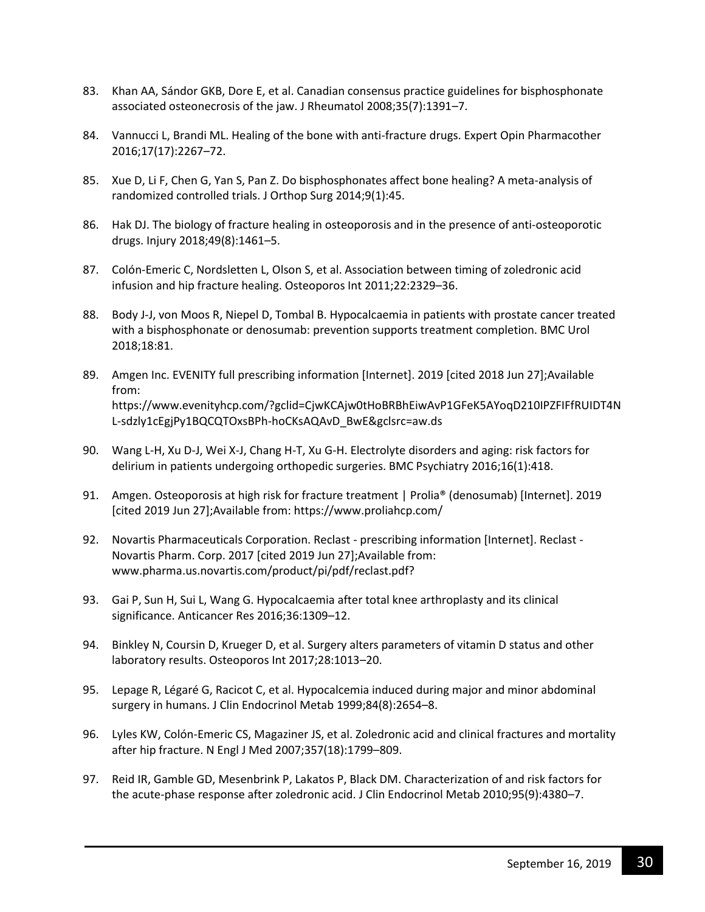83. Khan AA, Sándor GKB, Dore E, et al. Canadian consensus practice guidelines for bisphosphonate associated osteonecrosis of the jaw. J Rheumatol 2008;35(7):1391–7.

84. Vannucci L, Brandi ML. Healing of the bone with anti-fracture drugs. Expert Opin Pharmacother 2016;17(17):2267–72.

85. Xue D, Li F, Chen G, Yan S, Pan Z. Do bisphosphonates affect bone healing? A meta-analysis of randomized controlled trials. J Orthop Surg 2014;9(1):45.

86. Hak DJ. The biology of fracture healing in osteoporosis and in the presence of anti-osteoporotic drugs. Injury 2018;49(8):1461–5.

87. Colón-Emeric C, Nordsletten L, Olson S, et al. Association between timing of zoledronic acid infusion and hip fracture healing. Osteoporos Int 2011;22:2329–36.

88. Body J-J, von Moos R, Niepel D, Tombal B. Hypocalcaemia in patients with prostate cancer treated with a bisphosphonate or denosumab: prevention supports treatment completion. BMC Urol 2018;18:81.

89. Amgen Inc. EVENITY full prescribing information [Internet]. 2019 [cited 2018 Jun 27];Available from: https://www.evenityhcp.com/?gclid=CjwKCAjw0tHoBRBhEiwAvP1GFeK5AYoqD210lPZFIFfRUIDT4NL-sdzly1cEgjPy1BQCQTOxsBPh-hoCKsAQAvD_BwE&gclsrc=aw.ds

90. Wang L-H, Xu D-J, Wei X-J, Chang H-T, Xu G-H. Electrolyte disorders and aging: risk factors for delirium in patients undergoing orthopedic surgeries. BMC Psychiatry 2016;16(1):418.

91. Amgen. Osteoporosis at high risk for fracture treatment | Prolia® (denosumab) [Internet]. 2019 [cited 2019 Jun 27];Available from: https://www.proliahcp.com/

92. Novartis Pharmaceuticals Corporation. Reclast - prescribing information [Internet]. Reclast - Novartis Pharm. Corp. 2017 [cited 2019 Jun 27];Available from: www.pharma.us.novartis.com/product/pi/pdf/reclast.pdf?

93. Gai P, Sun H, Sui L, Wang G. Hypocalcaemia after total knee arthroplasty and its clinical significance. Anticancer Res 2016;36:1309–12.

94. Binkley N, Coursin D, Krueger D, et al. Surgery alters parameters of vitamin D status and other laboratory results. Osteoporos Int 2017;28:1013–20.

95. Lepage R, Légaré G, Racicot C, et al. Hypocalcemia induced during major and minor abdominal surgery in humans. J Clin Endocrinol Metab 1999;84(8):2654–8.

96. Lyles KW, Colón-Emeric CS, Magaziner JS, et al. Zoledronic acid and clinical fractures and mortality after hip fracture. N Engl J Med 2007;357(18):1799–809.

97. Reid IR, Gamble GD, Mesenbrink P, Lakatos P, Black DM. Characterization of and risk factors for the acute-phase response after zoledronic acid. J Clin Endocrinol Metab 2010;95(9):4380–7.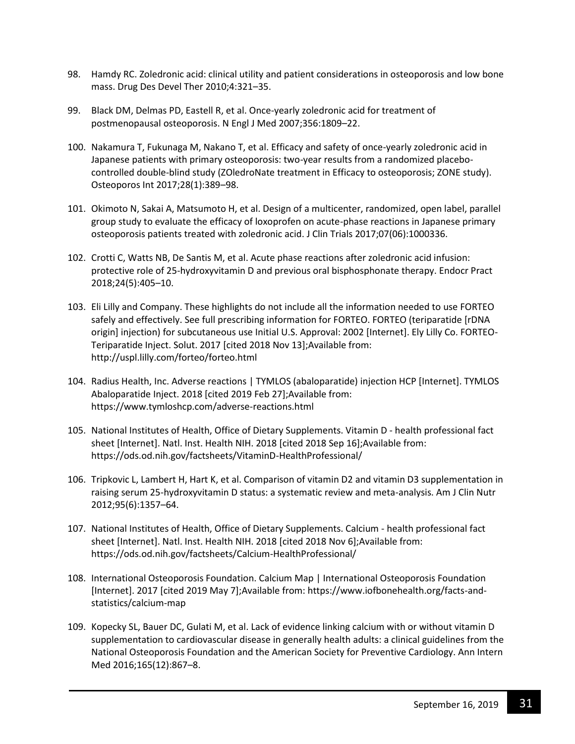98. Hamdy RC. Zoledronic acid: clinical utility and patient considerations in osteoporosis and low bone mass. Drug Des Devel Ther 2010;4:321–35.

99. Black DM, Delmas PD, Eastell R, et al. Once-yearly zoledronic acid for treatment of postmenopausal osteoporosis. N Engl J Med 2007;356:1809–22.

100. Nakamura T, Fukunaga M, Nakano T, et al. Efficacy and safety of once-yearly zoledronic acid in Japanese patients with primary osteoporosis: two-year results from a randomized placebo-controlled double-blind study (ZOledroNate treatment in Efficacy to osteoporosis; ZONE study). Osteoporos Int 2017;28(1):389–98.

101. Okimoto N, Sakai A, Matsumoto H, et al. Design of a multicenter, randomized, open label, parallel group study to evaluate the efficacy of loxoprofen on acute-phase reactions in Japanese primary osteoporosis patients treated with zoledronic acid. J Clin Trials 2017;07(06):1000336.

102. Crotti C, Watts NB, De Santis M, et al. Acute phase reactions after zoledronic acid infusion: protective role of 25-hydroxyvitamin D and previous oral bisphosphonate therapy. Endocr Pract 2018;24(5):405–10.

103. Eli Lilly and Company. These highlights do not include all the information needed to use FORTEO safely and effectively. See full prescribing information for FORTEO. FORTEO (teriparatide [rDNA origin] injection) for subcutaneous use Initial U.S. Approval: 2002 [Internet]. Ely Lilly Co. FORTEO-Teriparatide Inject. Solut. 2017 [cited 2018 Nov 13];Available from: http://uspl.lilly.com/forteo/forteo.html

104. Radius Health, Inc. Adverse reactions | TYMLOS (abaloparatide) injection HCP [Internet]. TYMLOS Abaloparatide Inject. 2018 [cited 2019 Feb 27];Available from: https://www.tymloshcp.com/adverse-reactions.html

105. National Institutes of Health, Office of Dietary Supplements. Vitamin D - health professional fact sheet [Internet]. Natl. Inst. Health NIH. 2018 [cited 2018 Sep 16];Available from: https://ods.od.nih.gov/factsheets/VitaminD-HealthProfessional/

106. Tripkovic L, Lambert H, Hart K, et al. Comparison of vitamin D2 and vitamin D3 supplementation in raising serum 25-hydroxyvitamin D status: a systematic review and meta-analysis. Am J Clin Nutr 2012;95(6):1357–64.

107. National Institutes of Health, Office of Dietary Supplements. Calcium - health professional fact sheet [Internet]. Natl. Inst. Health NIH. 2018 [cited 2018 Nov 6];Available from: https://ods.od.nih.gov/factsheets/Calcium-HealthProfessional/

108. International Osteoporosis Foundation. Calcium Map | International Osteoporosis Foundation [Internet]. 2017 [cited 2019 May 7];Available from: https://www.iofbonehealth.org/facts-and-statistics/calcium-map

109. Kopecky SL, Bauer DC, Gulati M, et al. Lack of evidence linking calcium with or without vitamin D supplementation to cardiovascular disease in generally health adults: a clinical guidelines from the National Osteoporosis Foundation and the American Society for Preventive Cardiology. Ann Intern Med 2016;165(12):867–8.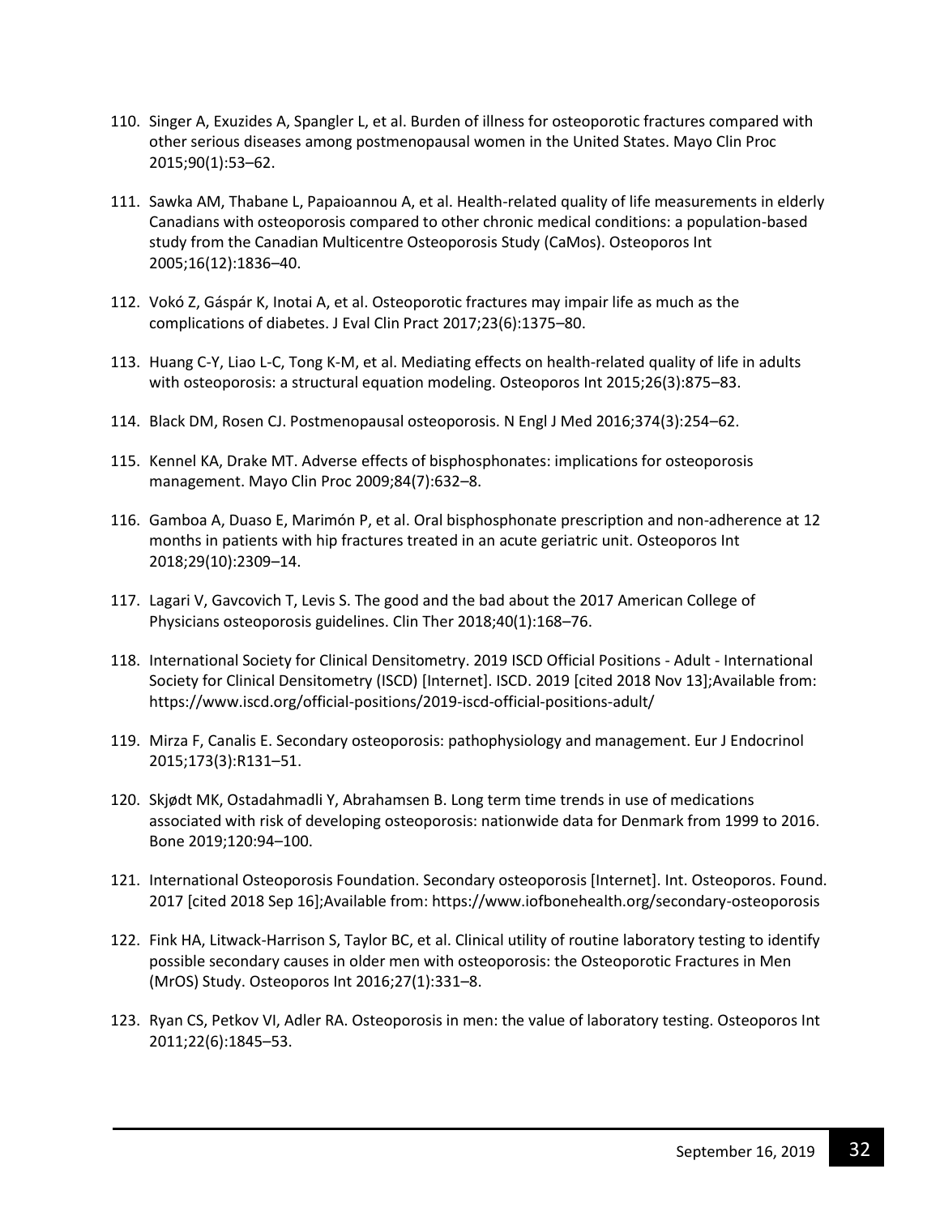110. Singer A, Exuzides A, Spangler L, et al. Burden of illness for osteoporotic fractures compared with other serious diseases among postmenopausal women in the United States. Mayo Clin Proc 2015;90(1):53–62.

111. Sawka AM, Thabane L, Papaioannou A, et al. Health-related quality of life measurements in elderly Canadians with osteoporosis compared to other chronic medical conditions: a population-based study from the Canadian Multicentre Osteoporosis Study (CaMos). Osteoporos Int 2005;16(12):1836–40.

112. Vokó Z, Gáspár K, Inotai A, et al. Osteoporotic fractures may impair life as much as the complications of diabetes. J Eval Clin Pract 2017;23(6):1375–80.

113. Huang C-Y, Liao L-C, Tong K-M, et al. Mediating effects on health-related quality of life in adults with osteoporosis: a structural equation modeling. Osteoporos Int 2015;26(3):875–83.

114. Black DM, Rosen CJ. Postmenopausal osteoporosis. N Engl J Med 2016;374(3):254–62.

115. Kennel KA, Drake MT. Adverse effects of bisphosphonates: implications for osteoporosis management. Mayo Clin Proc 2009;84(7):632–8.

116. Gamboa A, Duaso E, Marimón P, et al. Oral bisphosphonate prescription and non-adherence at 12 months in patients with hip fractures treated in an acute geriatric unit. Osteoporos Int 2018;29(10):2309–14.

117. Lagari V, Gavcovich T, Levis S. The good and the bad about the 2017 American College of Physicians osteoporosis guidelines. Clin Ther 2018;40(1):168–76.

118. International Society for Clinical Densitometry. 2019 ISCD Official Positions - Adult - International Society for Clinical Densitometry (ISCD) [Internet]. ISCD. 2019 [cited 2018 Nov 13];Available from: https://www.iscd.org/official-positions/2019-iscd-official-positions-adult/

119. Mirza F, Canalis E. Secondary osteoporosis: pathophysiology and management. Eur J Endocrinol 2015;173(3):R131–51.

120. Skjødt MK, Ostadahmadli Y, Abrahamsen B. Long term time trends in use of medications associated with risk of developing osteoporosis: nationwide data for Denmark from 1999 to 2016. Bone 2019;120:94–100.

121. International Osteoporosis Foundation. Secondary osteoporosis [Internet]. Int. Osteoporos. Found. 2017 [cited 2018 Sep 16];Available from: https://www.iofbonehealth.org/secondary-osteoporosis

122. Fink HA, Litwack-Harrison S, Taylor BC, et al. Clinical utility of routine laboratory testing to identify possible secondary causes in older men with osteoporosis: the Osteoporotic Fractures in Men (MrOS) Study. Osteoporos Int 2016;27(1):331–8.

123. Ryan CS, Petkov VI, Adler RA. Osteoporosis in men: the value of laboratory testing. Osteoporos Int 2011;22(6):1845–53.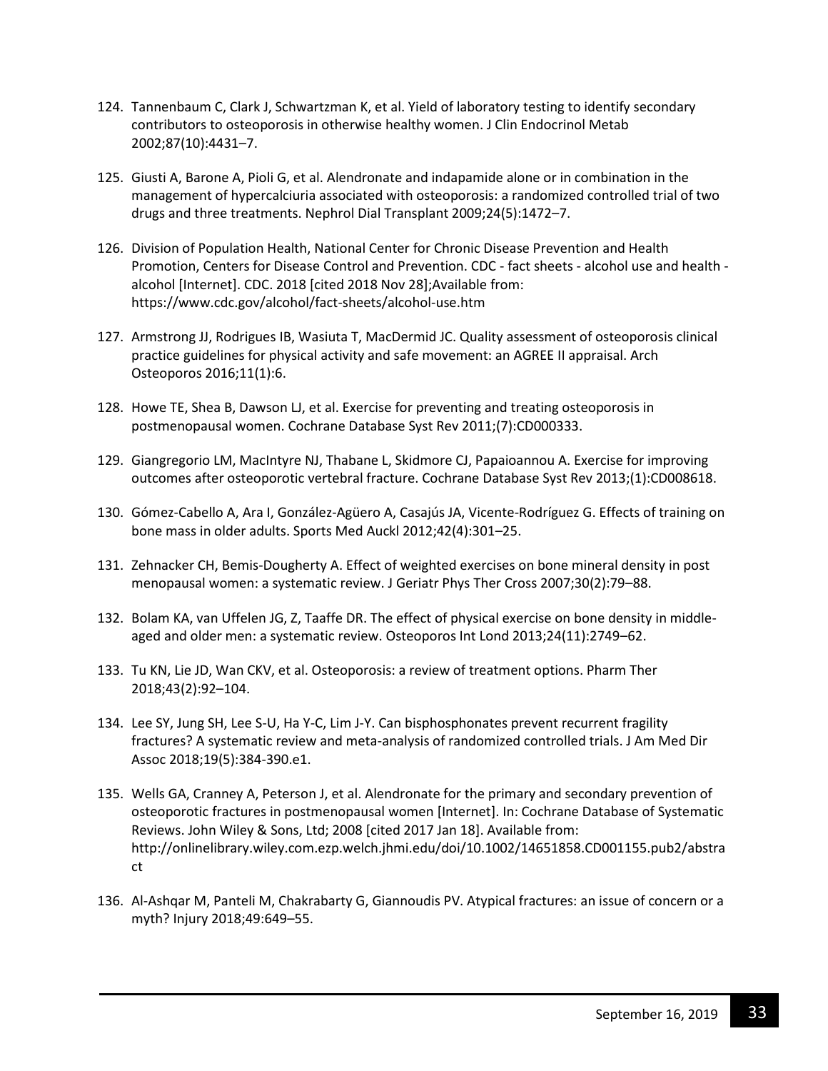124. Tannenbaum C, Clark J, Schwartzman K, et al. Yield of laboratory testing to identify secondary contributors to osteoporosis in otherwise healthy women. J Clin Endocrinol Metab 2002;87(10):4431–7.

125. Giusti A, Barone A, Pioli G, et al. Alendronate and indapamide alone or in combination in the management of hypercalciuria associated with osteoporosis: a randomized controlled trial of two drugs and three treatments. Nephrol Dial Transplant 2009;24(5):1472–7.

126. Division of Population Health, National Center for Chronic Disease Prevention and Health Promotion, Centers for Disease Control and Prevention. CDC - fact sheets - alcohol use and health - alcohol [Internet]. CDC. 2018 [cited 2018 Nov 28];Available from: https://www.cdc.gov/alcohol/fact-sheets/alcohol-use.htm

127. Armstrong JJ, Rodrigues IB, Wasiuta T, MacDermid JC. Quality assessment of osteoporosis clinical practice guidelines for physical activity and safe movement: an AGREE II appraisal. Arch Osteoporos 2016;11(1):6.

128. Howe TE, Shea B, Dawson LJ, et al. Exercise for preventing and treating osteoporosis in postmenopausal women. Cochrane Database Syst Rev 2011;(7):CD000333.

129. Giangregorio LM, MacIntyre NJ, Thabane L, Skidmore CJ, Papaioannou A. Exercise for improving outcomes after osteoporotic vertebral fracture. Cochrane Database Syst Rev 2013;(1):CD008618.

130. Gómez-Cabello A, Ara I, González-Agüero A, Casajús JA, Vicente-Rodríguez G. Effects of training on bone mass in older adults. Sports Med Auckl 2012;42(4):301–25.

131. Zehnacker CH, Bemis-Dougherty A. Effect of weighted exercises on bone mineral density in post menopausal women: a systematic review. J Geriatr Phys Ther Cross 2007;30(2):79–88.

132. Bolam KA, van Uffelen JG, Z, Taaffe DR. The effect of physical exercise on bone density in middle-aged and older men: a systematic review. Osteoporos Int Lond 2013;24(11):2749–62.

133. Tu KN, Lie JD, Wan CKV, et al. Osteoporosis: a review of treatment options. Pharm Ther 2018;43(2):92–104.

134. Lee SY, Jung SH, Lee S-U, Ha Y-C, Lim J-Y. Can bisphosphonates prevent recurrent fragility fractures? A systematic review and meta-analysis of randomized controlled trials. J Am Med Dir Assoc 2018;19(5):384-390.e1.

135. Wells GA, Cranney A, Peterson J, et al. Alendronate for the primary and secondary prevention of osteoporotic fractures in postmenopausal women [Internet]. In: Cochrane Database of Systematic Reviews. John Wiley & Sons, Ltd; 2008 [cited 2017 Jan 18]. Available from: http://onlinelibrary.wiley.com.ezp.welch.jhmi.edu/doi/10.1002/14651858.CD001155.pub2/abstract

136. Al-Ashqar M, Panteli M, Chakrabarty G, Giannoudis PV. Atypical fractures: an issue of concern or a myth? Injury 2018;49:649–55.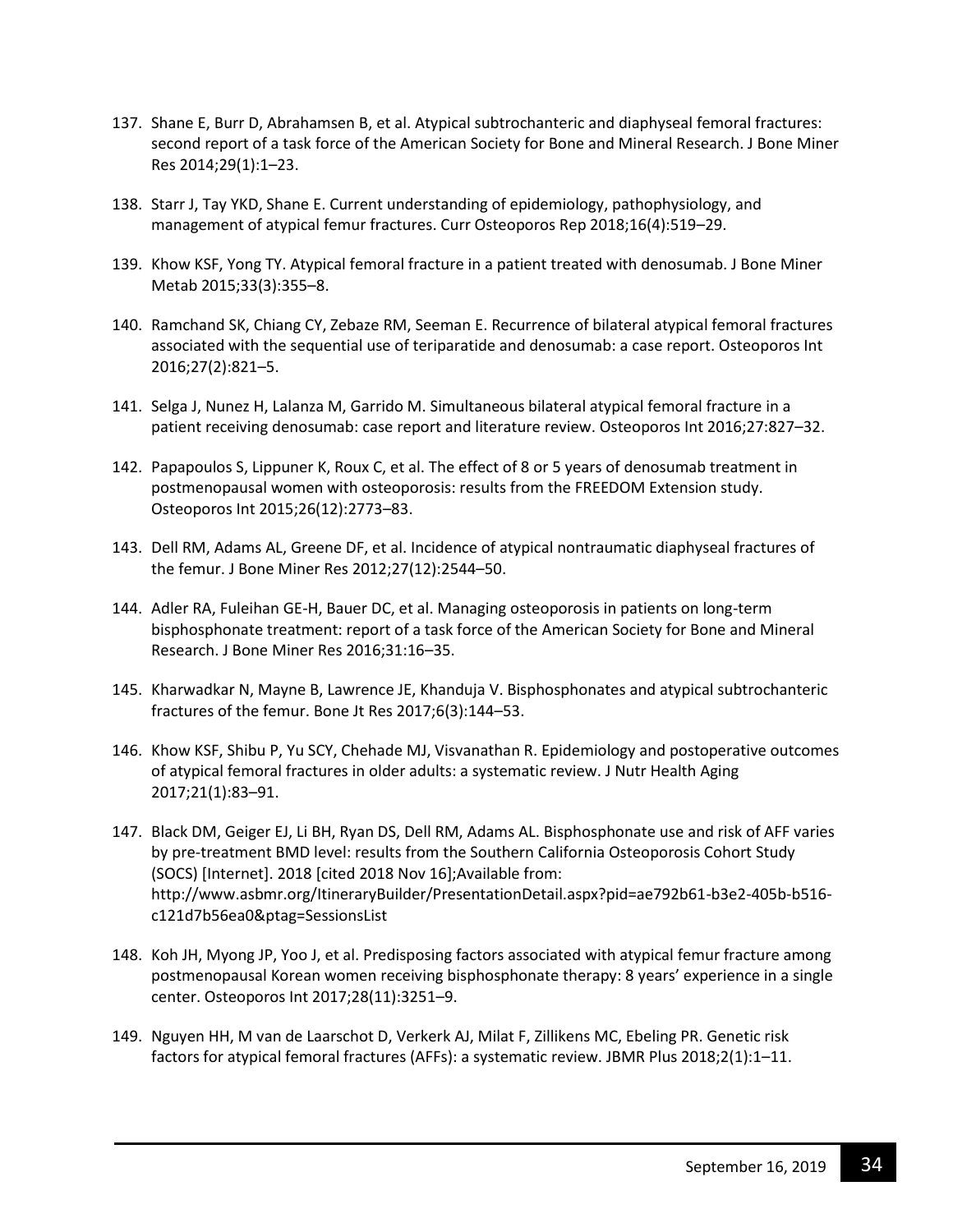137. Shane E, Burr D, Abrahamsen B, et al. Atypical subtrochanteric and diaphyseal femoral fractures: second report of a task force of the American Society for Bone and Mineral Research. J Bone Miner Res 2014;29(1):1–23.

138. Starr J, Tay YKD, Shane E. Current understanding of epidemiology, pathophysiology, and management of atypical femur fractures. Curr Osteoporos Rep 2018;16(4):519–29.

139. Khow KSF, Yong TY. Atypical femoral fracture in a patient treated with denosumab. J Bone Miner Metab 2015;33(3):355–8.

140. Ramchand SK, Chiang CY, Zebaze RM, Seeman E. Recurrence of bilateral atypical femoral fractures associated with the sequential use of teriparatide and denosumab: a case report. Osteoporos Int 2016;27(2):821–5.

141. Selga J, Nunez H, Lalanza M, Garrido M. Simultaneous bilateral atypical femoral fracture in a patient receiving denosumab: case report and literature review. Osteoporos Int 2016;27:827–32.

142. Papapoulos S, Lippuner K, Roux C, et al. The effect of 8 or 5 years of denosumab treatment in postmenopausal women with osteoporosis: results from the FREEDOM Extension study. Osteoporos Int 2015;26(12):2773–83.

143. Dell RM, Adams AL, Greene DF, et al. Incidence of atypical nontraumatic diaphyseal fractures of the femur. J Bone Miner Res 2012;27(12):2544–50.

144. Adler RA, Fuleihan GE-H, Bauer DC, et al. Managing osteoporosis in patients on long-term bisphosphonate treatment: report of a task force of the American Society for Bone and Mineral Research. J Bone Miner Res 2016;31:16–35.

145. Kharwadkar N, Mayne B, Lawrence JE, Khanduja V. Bisphosphonates and atypical subtrochanteric fractures of the femur. Bone Jt Res 2017;6(3):144–53.

146. Khow KSF, Shibu P, Yu SCY, Chehade MJ, Visvanathan R. Epidemiology and postoperative outcomes of atypical femoral fractures in older adults: a systematic review. J Nutr Health Aging 2017;21(1):83–91.

147. Black DM, Geiger EJ, Li BH, Ryan DS, Dell RM, Adams AL. Bisphosphonate use and risk of AFF varies by pre-treatment BMD level: results from the Southern California Osteoporosis Cohort Study (SOCS) [Internet]. 2018 [cited 2018 Nov 16];Available from: http://www.asbmr.org/ItineraryBuilder/PresentationDetail.aspx?pid=ae792b61-b3e2-405b-b516-c121d7b56ea0&ptag=SessionsList

148. Koh JH, Myong JP, Yoo J, et al. Predisposing factors associated with atypical femur fracture among postmenopausal Korean women receiving bisphosphonate therapy: 8 years' experience in a single center. Osteoporos Int 2017;28(11):3251–9.

149. Nguyen HH, M van de Laarschot D, Verkerk AJ, Milat F, Zillikens MC, Ebeling PR. Genetic risk factors for atypical femoral fractures (AFFs): a systematic review. JBMR Plus 2018;2(1):1–11.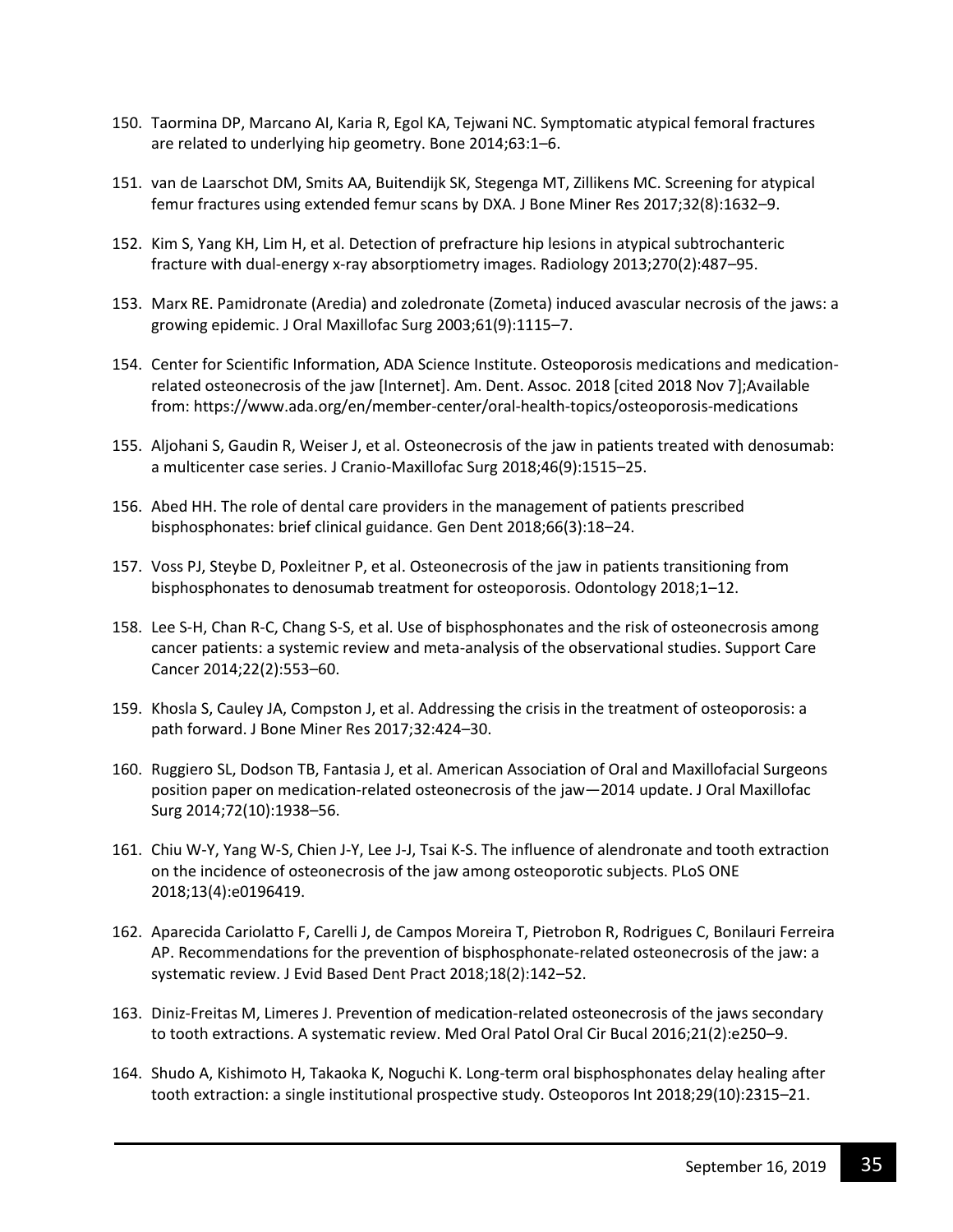150. Taormina DP, Marcano AI, Karia R, Egol KA, Tejwani NC. Symptomatic atypical femoral fractures are related to underlying hip geometry. Bone 2014;63:1–6.

151. van de Laarschot DM, Smits AA, Buitendijk SK, Stegenga MT, Zillikens MC. Screening for atypical femur fractures using extended femur scans by DXA. J Bone Miner Res 2017;32(8):1632–9.

152. Kim S, Yang KH, Lim H, et al. Detection of prefracture hip lesions in atypical subtrochanteric fracture with dual-energy x-ray absorptiometry images. Radiology 2013;270(2):487–95.

153. Marx RE. Pamidronate (Aredia) and zoledronate (Zometa) induced avascular necrosis of the jaws: a growing epidemic. J Oral Maxillofac Surg 2003;61(9):1115–7.

154. Center for Scientific Information, ADA Science Institute. Osteoporosis medications and medication-related osteonecrosis of the jaw [Internet]. Am. Dent. Assoc. 2018 [cited 2018 Nov 7];Available from: https://www.ada.org/en/member-center/oral-health-topics/osteoporosis-medications

155. Aljohani S, Gaudin R, Weiser J, et al. Osteonecrosis of the jaw in patients treated with denosumab: a multicenter case series. J Cranio-Maxillofac Surg 2018;46(9):1515–25.

156. Abed HH. The role of dental care providers in the management of patients prescribed bisphosphonates: brief clinical guidance. Gen Dent 2018;66(3):18–24.

157. Voss PJ, Steybe D, Poxleitner P, et al. Osteonecrosis of the jaw in patients transitioning from bisphosphonates to denosumab treatment for osteoporosis. Odontology 2018;1–12.

158. Lee S-H, Chan R-C, Chang S-S, et al. Use of bisphosphonates and the risk of osteonecrosis among cancer patients: a systemic review and meta-analysis of the observational studies. Support Care Cancer 2014;22(2):553–60.

159. Khosla S, Cauley JA, Compston J, et al. Addressing the crisis in the treatment of osteoporosis: a path forward. J Bone Miner Res 2017;32:424–30.

160. Ruggiero SL, Dodson TB, Fantasia J, et al. American Association of Oral and Maxillofacial Surgeons position paper on medication-related osteonecrosis of the jaw—2014 update. J Oral Maxillofac Surg 2014;72(10):1938–56.

161. Chiu W-Y, Yang W-S, Chien J-Y, Lee J-J, Tsai K-S. The influence of alendronate and tooth extraction on the incidence of osteonecrosis of the jaw among osteoporotic subjects. PLoS ONE 2018;13(4):e0196419.

162. Aparecida Cariolatto F, Carelli J, de Campos Moreira T, Pietrobon R, Rodrigues C, Bonilauri Ferreira AP. Recommendations for the prevention of bisphosphonate-related osteonecrosis of the jaw: a systematic review. J Evid Based Dent Pract 2018;18(2):142–52.

163. Diniz-Freitas M, Limeres J. Prevention of medication-related osteonecrosis of the jaws secondary to tooth extractions. A systematic review. Med Oral Patol Oral Cir Bucal 2016;21(2):e250–9.

164. Shudo A, Kishimoto H, Takaoka K, Noguchi K. Long-term oral bisphosphonates delay healing after tooth extraction: a single institutional prospective study. Osteoporos Int 2018;29(10):2315–21.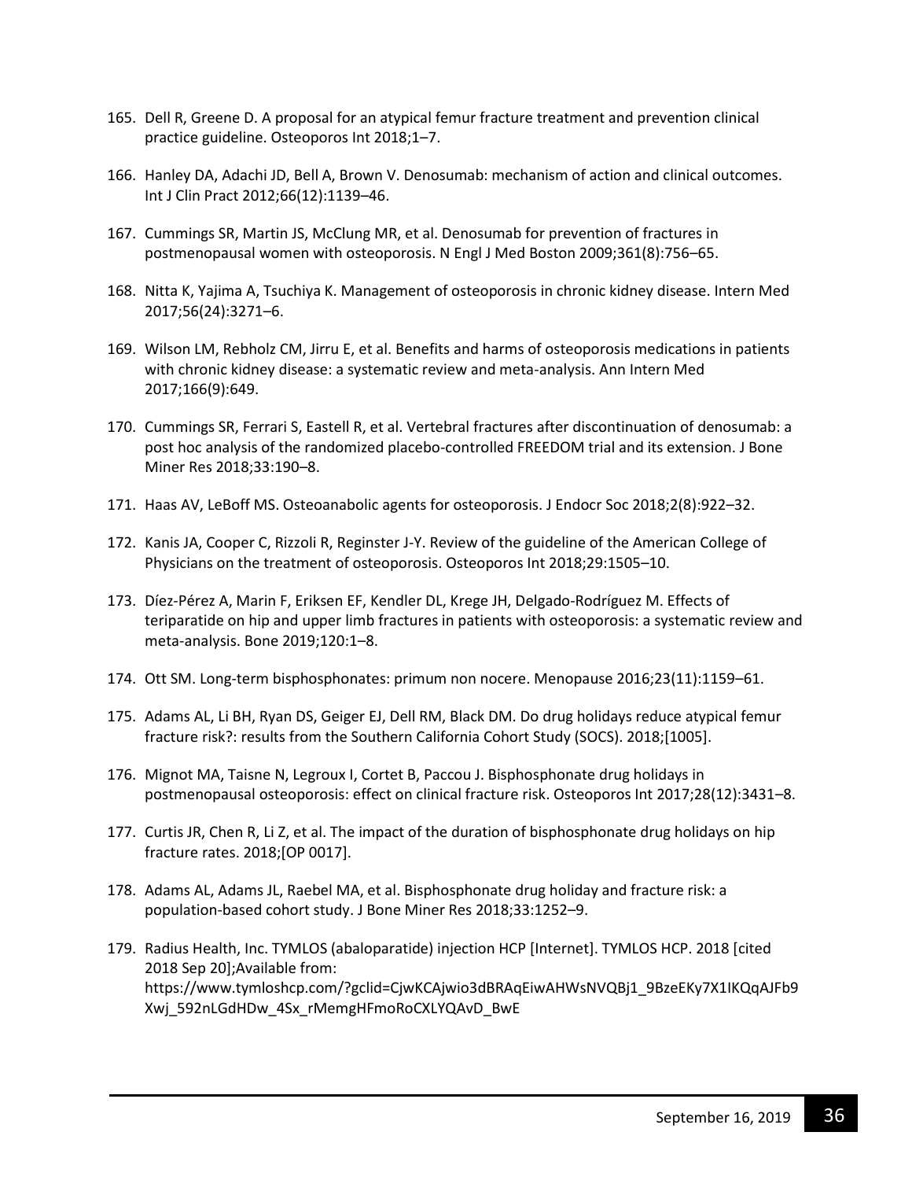165. Dell R, Greene D. A proposal for an atypical femur fracture treatment and prevention clinical practice guideline. Osteoporos Int 2018;1–7.

166. Hanley DA, Adachi JD, Bell A, Brown V. Denosumab: mechanism of action and clinical outcomes. Int J Clin Pract 2012;66(12):1139–46.

167. Cummings SR, Martin JS, McClung MR, et al. Denosumab for prevention of fractures in postmenopausal women with osteoporosis. N Engl J Med Boston 2009;361(8):756–65.

168. Nitta K, Yajima A, Tsuchiya K. Management of osteoporosis in chronic kidney disease. Intern Med 2017;56(24):3271–6.

169. Wilson LM, Rebholz CM, Jirru E, et al. Benefits and harms of osteoporosis medications in patients with chronic kidney disease: a systematic review and meta-analysis. Ann Intern Med 2017;166(9):649.

170. Cummings SR, Ferrari S, Eastell R, et al. Vertebral fractures after discontinuation of denosumab: a post hoc analysis of the randomized placebo-controlled FREEDOM trial and its extension. J Bone Miner Res 2018;33:190–8.

171. Haas AV, LeBoff MS. Osteoanabolic agents for osteoporosis. J Endocr Soc 2018;2(8):922–32.

172. Kanis JA, Cooper C, Rizzoli R, Reginster J-Y. Review of the guideline of the American College of Physicians on the treatment of osteoporosis. Osteoporos Int 2018;29:1505–10.

173. Díez-Pérez A, Marin F, Eriksen EF, Kendler DL, Krege JH, Delgado-Rodríguez M. Effects of teriparatide on hip and upper limb fractures in patients with osteoporosis: a systematic review and meta-analysis. Bone 2019;120:1–8.

174. Ott SM. Long-term bisphosphonates: primum non nocere. Menopause 2016;23(11):1159–61.

175. Adams AL, Li BH, Ryan DS, Geiger EJ, Dell RM, Black DM. Do drug holidays reduce atypical femur fracture risk?: results from the Southern California Cohort Study (SOCS). 2018;[1005].

176. Mignot MA, Taisne N, Legroux I, Cortet B, Paccou J. Bisphosphonate drug holidays in postmenopausal osteoporosis: effect on clinical fracture risk. Osteoporos Int 2017;28(12):3431–8.

177. Curtis JR, Chen R, Li Z, et al. The impact of the duration of bisphosphonate drug holidays on hip fracture rates. 2018;[OP 0017].

178. Adams AL, Adams JL, Raebel MA, et al. Bisphosphonate drug holiday and fracture risk: a population-based cohort study. J Bone Miner Res 2018;33:1252–9.

179. Radius Health, Inc. TYMLOS (abaloparatide) injection HCP [Internet]. TYMLOS HCP. 2018 [cited 2018 Sep 20];Available from: https://www.tymloshcp.com/?gclid=CjwKCAjwio3dBRAqEiwAHWsNVQBj1_9BzeEKy7X1IKQqAJFb9Xwj_592nLGdHDw_4Sx_rMemgHFmoRoCXLYQAvD_BwE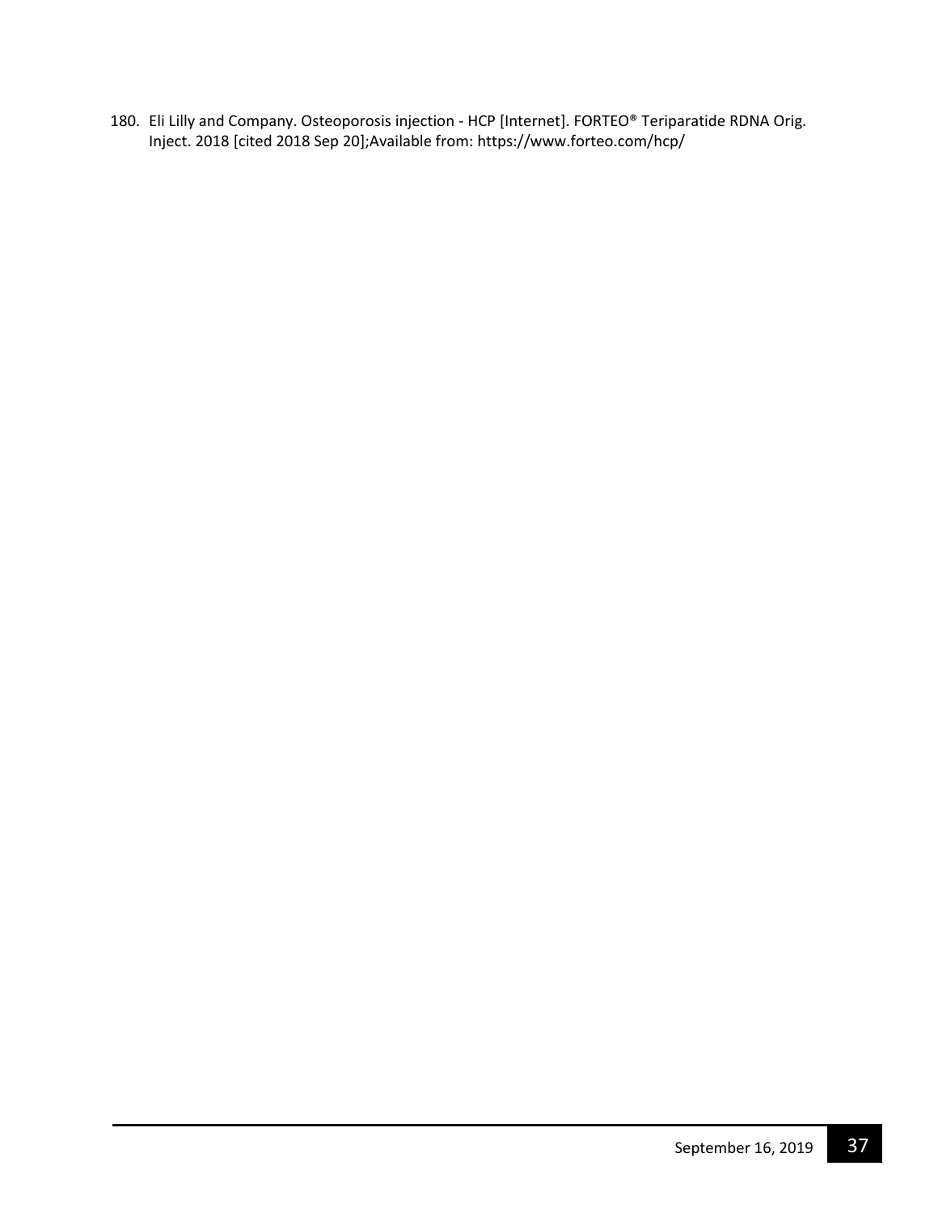180. Eli Lilly and Company. Osteoporosis injection - HCP [Internet]. FORTEO® Teriparatide RDNA Orig. Inject. 2018 [cited 2018 Sep 20];Available from: https://www.forteo.com/hcp/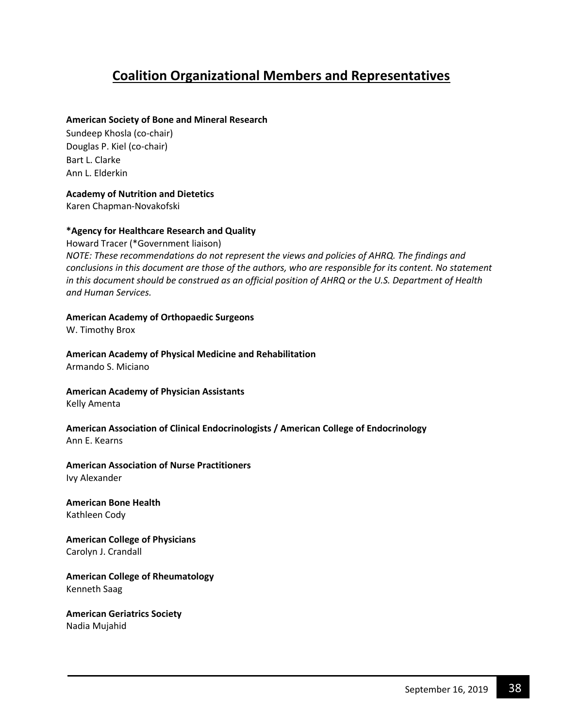## Coalition Organizational Members and Representatives

**American Society of Bone and Mineral Research**
Sundeep Khosla (co-chair)
Douglas P. Kiel (co-chair)
Bart L. Clarke
Ann L. Elderkin

**Academy of Nutrition and Dietetics**
Karen Chapman-Novakofski

**\*Agency for Healthcare Research and Quality**
Howard Tracer (\*Government liaison)
*NOTE: These recommendations do not represent the views and policies of AHRQ. The findings and conclusions in this document are those of the authors, who are responsible for its content. No statement in this document should be construed as an official position of AHRQ or the U.S. Department of Health and Human Services.*

**American Academy of Orthopaedic Surgeons**
W. Timothy Brox

**American Academy of Physical Medicine and Rehabilitation**
Armando S. Miciano

**American Academy of Physician Assistants**
Kelly Amenta

**American Association of Clinical Endocrinologists / American College of Endocrinology**
Ann E. Kearns

**American Association of Nurse Practitioners**
Ivy Alexander

**American Bone Health**
Kathleen Cody

**American College of Physicians**
Carolyn J. Crandall

**American College of Rheumatology**
Kenneth Saag

**American Geriatrics Society**
Nadia Mujahid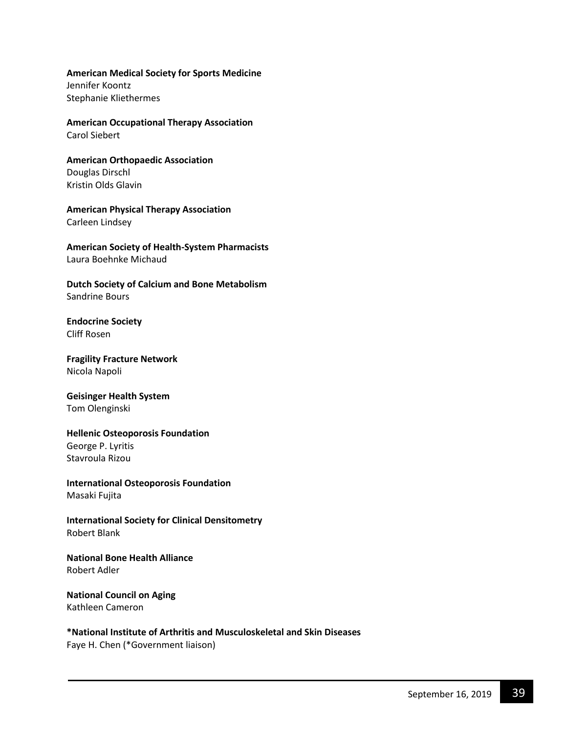**American Medical Society for Sports Medicine**
Jennifer Koontz
Stephanie Kliethermes

**American Occupational Therapy Association**
Carol Siebert

**American Orthopaedic Association**
Douglas Dirschl
Kristin Olds Glavin

**American Physical Therapy Association**
Carleen Lindsey

**American Society of Health-System Pharmacists**
Laura Boehnke Michaud

**Dutch Society of Calcium and Bone Metabolism**
Sandrine Bours

**Endocrine Society**
Cliff Rosen

**Fragility Fracture Network**
Nicola Napoli

**Geisinger Health System**
Tom Olenginski

**Hellenic Osteoporosis Foundation**
George P. Lyritis
Stavroula Rizou

**International Osteoporosis Foundation**
Masaki Fujita

**International Society for Clinical Densitometry**
Robert Blank

**National Bone Health Alliance**
Robert Adler

**National Council on Aging**
Kathleen Cameron

**\*National Institute of Arthritis and Musculoskeletal and Skin Diseases**
Faye H. Chen (*Government liaison)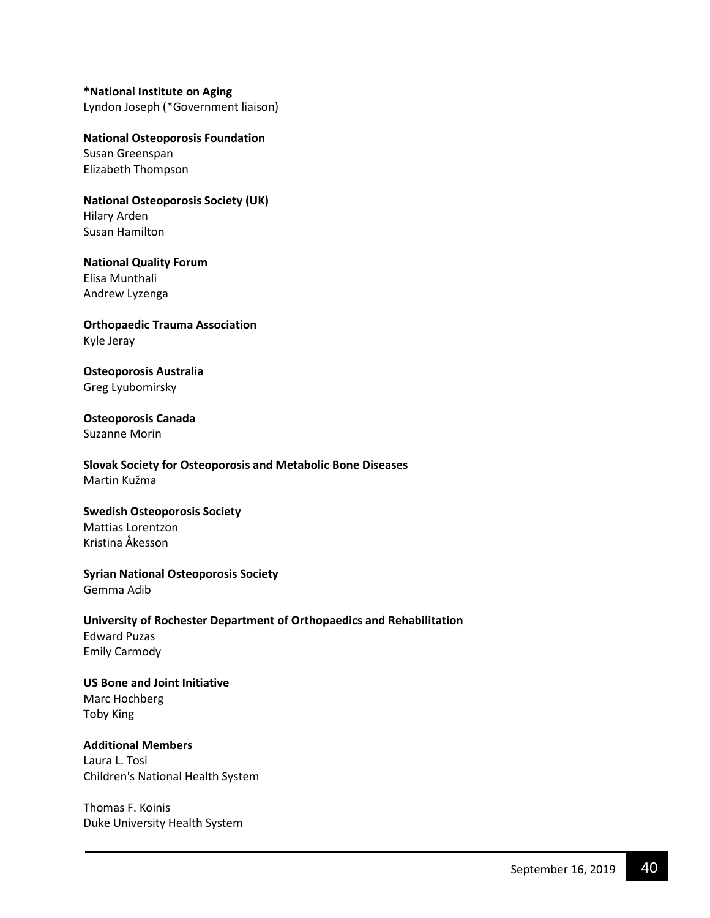**\*National Institute on Aging**
Lyndon Joseph (\*Government liaison)

**National Osteoporosis Foundation**
Susan Greenspan
Elizabeth Thompson

**National Osteoporosis Society (UK)**
Hilary Arden
Susan Hamilton

**National Quality Forum**
Elisa Munthali
Andrew Lyzenga

**Orthopaedic Trauma Association**
Kyle Jeray

**Osteoporosis Australia**
Greg Lyubomirsky

**Osteoporosis Canada**
Suzanne Morin

**Slovak Society for Osteoporosis and Metabolic Bone Diseases**
Martin Kužma

**Swedish Osteoporosis Society**
Mattias Lorentzon
Kristina Åkesson

**Syrian National Osteoporosis Society**
Gemma Adib

**University of Rochester Department of Orthopaedics and Rehabilitation**
Edward Puzas
Emily Carmody

**US Bone and Joint Initiative**
Marc Hochberg
Toby King

**Additional Members**
Laura L. Tosi
Children's National Health System

Thomas F. Koinis
Duke University Health System